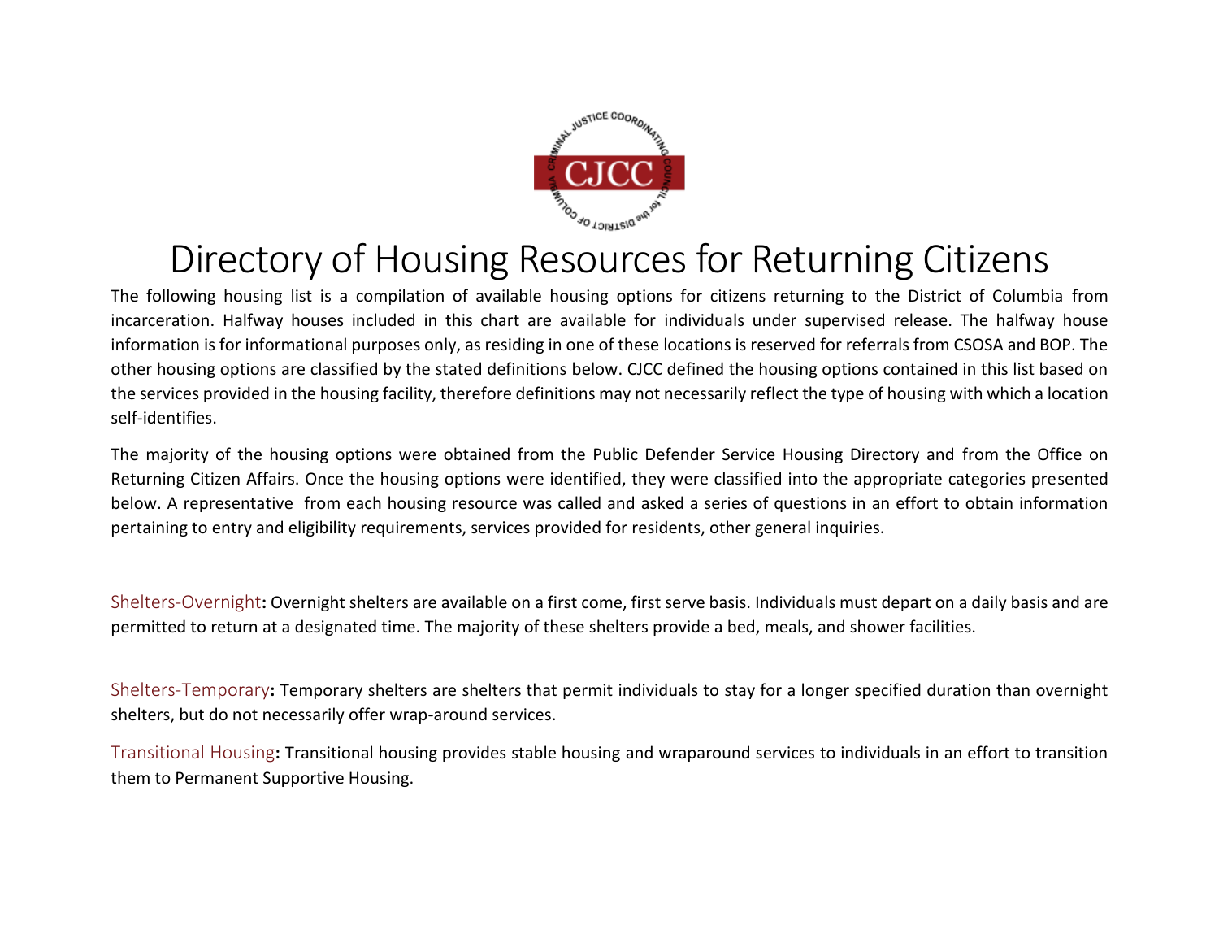# Directory of Housing Resources for Returning Citizens

The following housing list is a compilation of available housing options for citizens returning to the District of Columbia from incarceration. Halfway houses included in this chart are available for individuals under supervised release. The halfway house information is for informational purposes only, as residing in one of these locations is reserved for referrals from CSOSA and BOP. The other housing options are classified by the stated definitions below. CJCC defined the housing options contained in this list based on the services provided in the housing facility, therefore definitions may not necessarily reflect the type of housing with which a location self-identifies.

The majority of the housing options were obtained from the Public Defender Service Housing Directory and from the Office on Returning Citizen Affairs. Once the housing options were identified, they were classified into the appropriate categories presented below. A representative from each housing resource was called and asked a series of questions in an effort to obtain information pertaining to entry and eligibility requirements, services provided for residents, other general inquiries.

Shelters-Overnight**:** Overnight shelters are available on a first come, first serve basis. Individuals must depart on a daily basis and are permitted to return at a designated time. The majority of these shelters provide a bed, meals, and shower facilities.

Shelters-Temporary**:** Temporary shelters are shelters that permit individuals to stay for a longer specified duration than overnight shelters, but do not necessarily offer wrap-around services.

Transitional Housing**:** Transitional housing provides stable housing and wraparound services to individuals in an effort to transition them to Permanent Supportive Housing.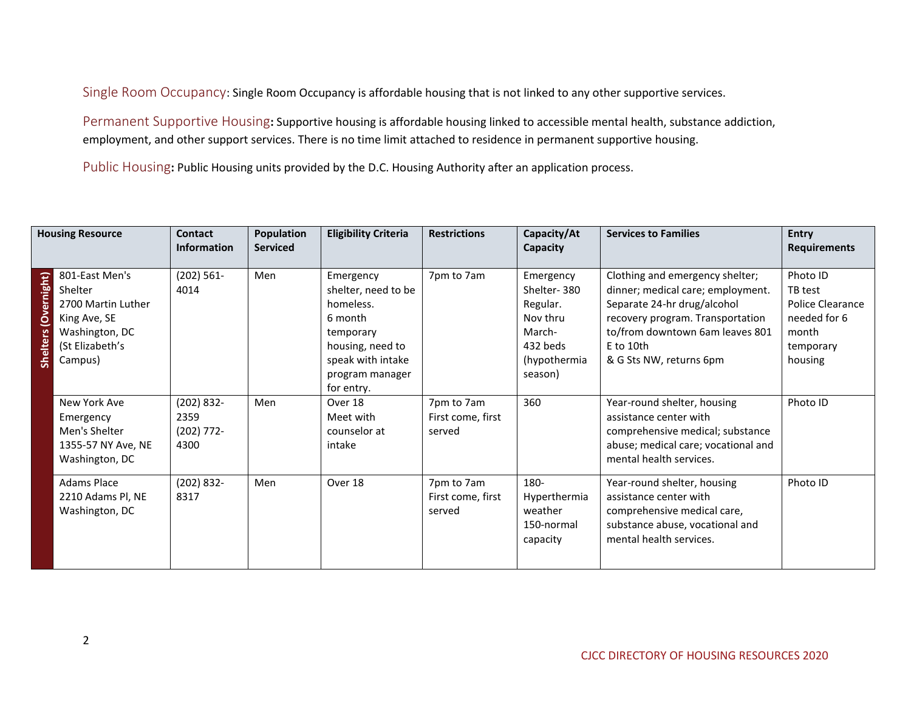Single Room Occupancy: Single Room Occupancy is affordable housing that is not linked to any other supportive services.

Permanent Supportive Housing**:** Supportive housing is affordable housing linked to accessible mental health, substance addiction, employment, and other support services. There is no time limit attached to residence in permanent supportive housing.

Public Housing**:** Public Housing units provided by the D.C. Housing Authority after an application process.

| | Housing Resource | Contact Information | Population Serviced | Eligibility Criteria | Restrictions | Capacity/At Capacity | Services to Families | Entry Requirements |
|---|---|---|---|---|---|---|---|---|
| Shelters (Overnight) | 801-East Men's Shelter 2700 Martin Luther King Ave, SE Washington, DC (St Elizabeth's Campus) | (202) 561-4014 | Men | Emergency shelter, need to be homeless. 6 month temporary housing, need to speak with intake program manager for entry. | 7pm to 7am | Emergency Shelter- 380 Regular. Nov thru March- 432 beds (hypothermia season) | Clothing and emergency shelter; dinner; medical care; employment. Separate 24-hr drug/alcohol recovery program. Transportation to/from downtown 6am leaves 801 E to 10th & G Sts NW, returns 6pm | Photo ID TB test Police Clearance needed for 6 month temporary housing |
| | New York Ave Emergency Men's Shelter 1355-57 NY Ave, NE Washington, DC | (202) 832-2359 (202) 772-4300 | Men | Over 18 Meet with counselor at intake | 7pm to 7am First come, first served | 360 | Year-round shelter, housing assistance center with comprehensive medical; substance abuse; medical care; vocational and mental health services. | Photo ID |
| | Adams Place 2210 Adams Pl, NE Washington, DC | (202) 832-8317 | Men | Over 18 | 7pm to 7am First come, first served | 180- Hyperthermia weather 150-normal capacity | Year-round shelter, housing assistance center with comprehensive medical care, substance abuse, vocational and mental health services. | Photo ID |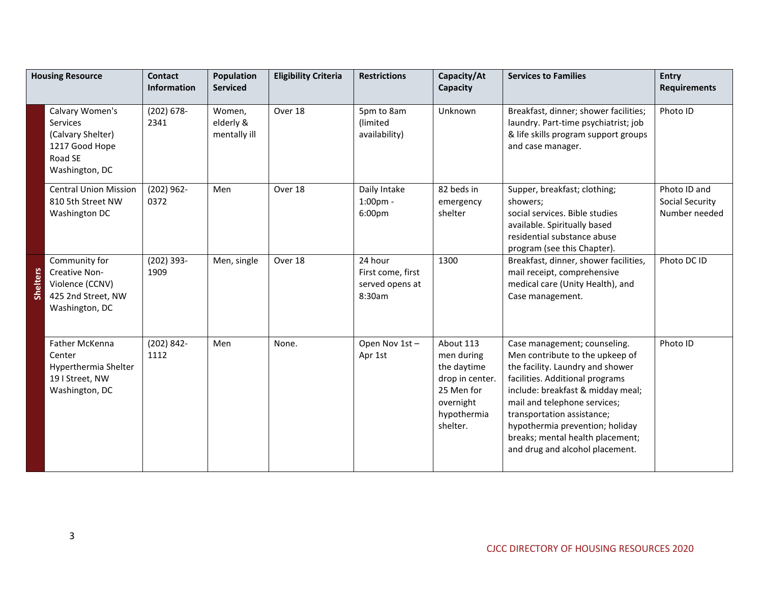| Housing Resource | | Contact Information | Population Serviced | Eligibility Criteria | Restrictions | Capacity/At Capacity | Services to Families | Entry Requirements |
|---|---|---|---|---|---|---|---|---|
| Shelters | Calvary Women's Services (Calvary Shelter) 1217 Good Hope Road SE Washington, DC | (202) 678-2341 | Women, elderly & mentally ill | Over 18 | 5pm to 8am (limited availability) | Unknown | Breakfast, dinner; shower facilities; laundry. Part-time psychiatrist; job & life skills program support groups and case manager. | Photo ID |
| | Central Union Mission 810 5th Street NW Washington DC | (202) 962-0372 | Men | Over 18 | Daily Intake 1:00pm - 6:00pm | 82 beds in emergency shelter | Supper, breakfast; clothing; showers; social services. Bible studies available. Spiritually based residential substance abuse program (see this Chapter). | Photo ID and Social Security Number needed |
| | Community for Creative Non-Violence (CCNV) 425 2nd Street, NW Washington, DC | (202) 393-1909 | Men, single | Over 18 | 24 hour First come, first served opens at 8:30am | 1300 | Breakfast, dinner, shower facilities, mail receipt, comprehensive medical care (Unity Health), and Case management. | Photo DC ID |
| | Father McKenna Center Hyperthermia Shelter 19 I Street, NW Washington, DC | (202) 842-1112 | Men | None. | Open Nov 1st – Apr 1st | About 113 men during the daytime drop in center. 25 Men for overnight hypothermia shelter. | Case management; counseling. Men contribute to the upkeep of the facility. Laundry and shower facilities. Additional programs include: breakfast & midday meal; mail and telephone services; transportation assistance; hypothermia prevention; holiday breaks; mental health placement; and drug and alcohol placement. | Photo ID |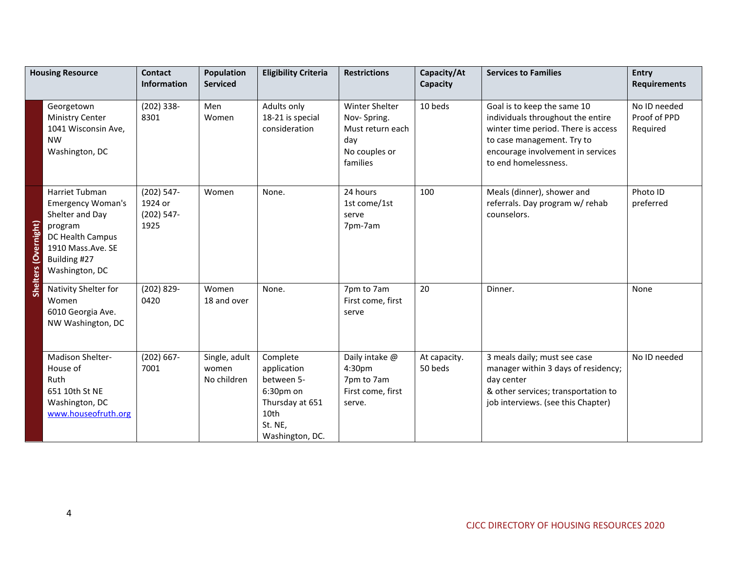| | Housing Resource | Contact Information | Population Serviced | Eligibility Criteria | Restrictions | Capacity/At Capacity | Services to Families | Entry Requirements |
|---|---|---|---|---|---|---|---|---|
| Shelters (Overnight) | Georgetown Ministry Center<br>1041 Wisconsin Ave, NW<br>Washington, DC | (202) 338-8301 | Men<br>Women | Adults only<br>18-21 is special consideration | Winter Shelter Nov- Spring.<br>Must return each day<br>No couples or families | 10 beds | Goal is to keep the same 10 individuals throughout the entire winter time period. There is access to case management. Try to encourage involvement in services to end homelessness. | No ID needed<br>Proof of PPD Required |
| | Harriet Tubman Emergency Woman's Shelter and Day program<br>DC Health Campus<br>1910 Mass.Ave. SE<br>Building #27<br>Washington, DC | (202) 547-1924 or<br>(202) 547-1925 | Women | None. | 24 hours<br>1st come/1st serve<br>7pm-7am | 100 | Meals (dinner), shower and referrals. Day program w/ rehab counselors. | Photo ID preferred |
| | Nativity Shelter for Women<br>6010 Georgia Ave. NW Washington, DC | (202) 829-0420 | Women<br>18 and over | None. | 7pm to 7am<br>First come, first serve | 20 | Dinner. | None |
| | Madison Shelter- House of Ruth<br>651 10th St NE<br>Washington, DC<br>www.houseofruth.org | (202) 667-7001 | Single, adult women<br>No children | Complete application between 5-6:30pm on Thursday at 651 10th St. NE, Washington, DC. | Daily intake @ 4:30pm<br>7pm to 7am<br>First come, first serve. | At capacity.<br>50 beds | 3 meals daily; must see case manager within 3 days of residency; day center<br>& other services; transportation to job interviews. (see this Chapter) | No ID needed |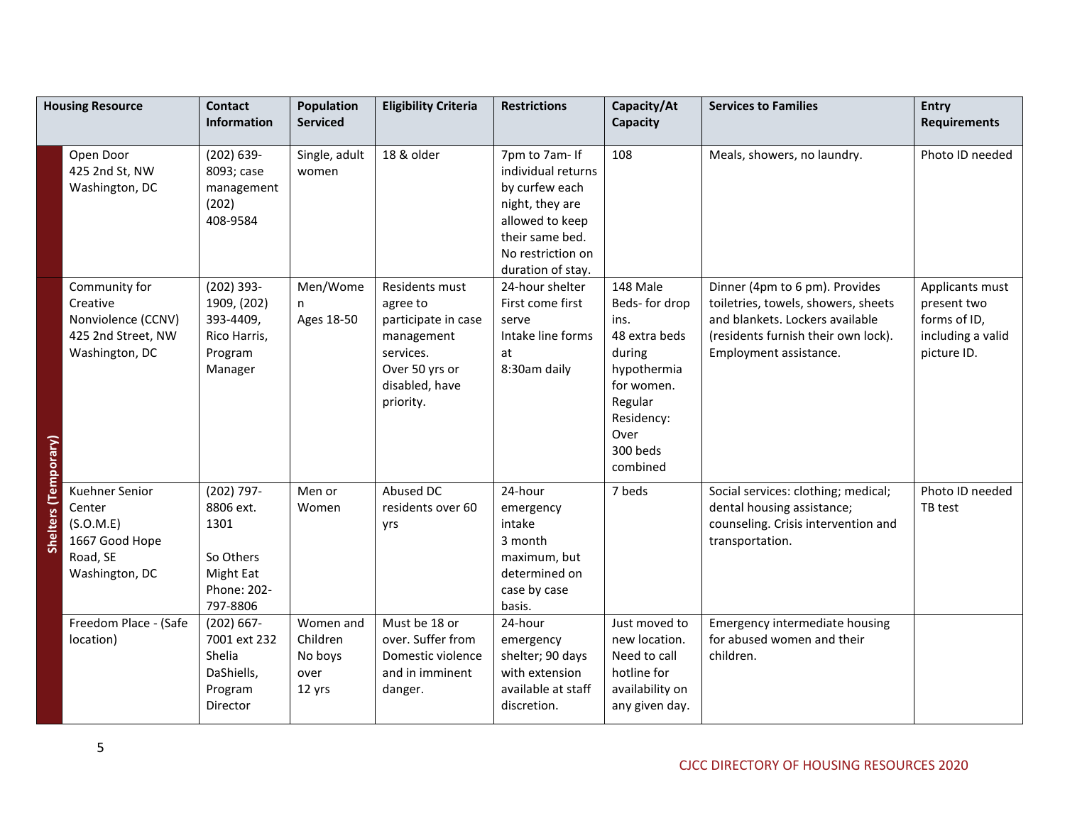| | Housing Resource | Contact Information | Population Serviced | Eligibility Criteria | Restrictions | Capacity/At Capacity | Services to Families | Entry Requirements |
|---|---|---|---|---|---|---|---|---|
| Shelters (Temporary) | Open Door<br>425 2nd St, NW<br>Washington, DC | (202) 639-8093; case management (202) 408-9584 | Single, adult women | 18 & older | 7pm to 7am- If individual returns by curfew each night, they are allowed to keep their same bed. No restriction on duration of stay. | 108 | Meals, showers, no laundry. | Photo ID needed |
| | Community for Creative Nonviolence (CCNV)<br>425 2nd Street, NW<br>Washington, DC | (202) 393-1909, (202) 393-4409, Rico Harris, Program Manager | Men/Women<br>Ages 18-50 | Residents must agree to participate in case management services.<br>Over 50 yrs or disabled, have priority. | 24-hour shelter<br>First come first serve<br>Intake line forms at<br>8:30am daily | 148 Male Beds- for drop ins.<br>48 extra beds during hypothermia for women.<br>Regular Residency: Over<br>300 beds combined | Dinner (4pm to 6 pm). Provides toiletries, towels, showers, sheets and blankets. Lockers available (residents furnish their own lock). Employment assistance. | Applicants must present two forms of ID, including a valid picture ID. |
| | Kuehner Senior Center (S.O.M.E)<br>1667 Good Hope Road, SE<br>Washington, DC | (202) 797-8806 ext. 1301<br><br>So Others Might Eat Phone: 202-797-8806 | Men or Women | Abused DC residents over 60 yrs | 24-hour emergency intake<br>3 month maximum, but determined on case by case basis. | 7 beds | Social services: clothing; medical; dental housing assistance; counseling. Crisis intervention and transportation. | Photo ID needed<br>TB test |
| | Freedom Place - (Safe location) | (202) 667-7001 ext 232<br>Shelia DaShiells, Program Director | Women and Children<br>No boys over<br>12 yrs | Must be 18 or over. Suffer from Domestic violence and in imminent danger. | 24-hour emergency shelter; 90 days with extension available at staff discretion. | Just moved to new location. Need to call hotline for availability on any given day. | Emergency intermediate housing for abused women and their children. | |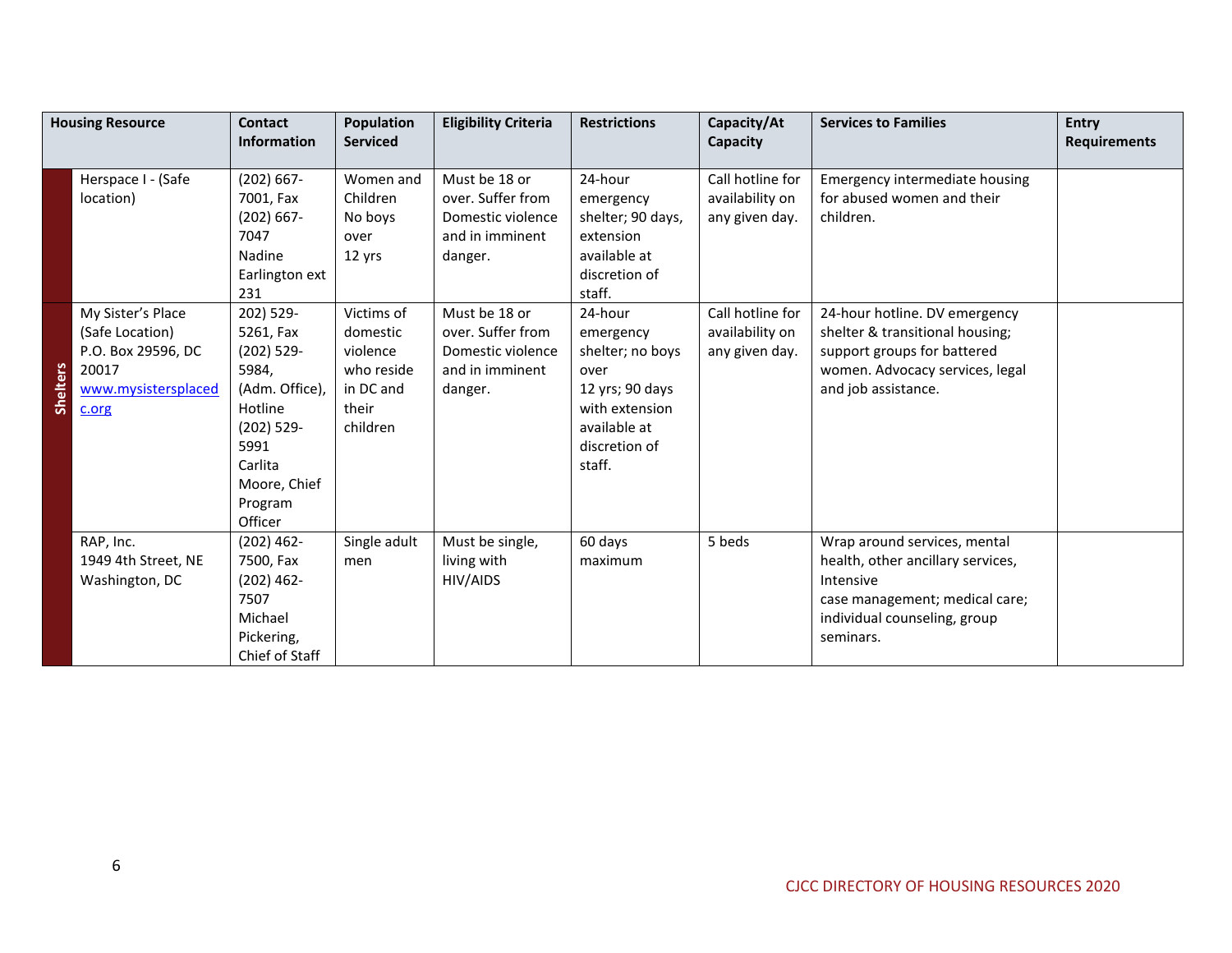| | Housing Resource | Contact Information | Population Serviced | Eligibility Criteria | Restrictions | Capacity/At Capacity | Services to Families | Entry Requirements |
|---|---|---|---|---|---|---|---|---|
| Shelters | Herspace I - (Safe location) | (202) 667-7001, Fax (202) 667-7047 Nadine Earlington ext 231 | Women and Children No boys over 12 yrs | Must be 18 or over. Suffer from Domestic violence and in imminent danger. | 24-hour emergency shelter; 90 days, extension available at discretion of staff. | Call hotline for availability on any given day. | Emergency intermediate housing for abused women and their children. | |
| | My Sister's Place (Safe Location) P.O. Box 29596, DC 20017 www.mysistersplacedc.org | 202) 529-5261, Fax (202) 529-5984, (Adm. Office), Hotline (202) 529-5991 Carlita Moore, Chief Program Officer | Victims of domestic violence who reside in DC and their children | Must be 18 or over. Suffer from Domestic violence and in imminent danger. | 24-hour emergency shelter; no boys over 12 yrs; 90 days with extension available at discretion of staff. | Call hotline for availability on any given day. | 24-hour hotline. DV emergency shelter & transitional housing; support groups for battered women. Advocacy services, legal and job assistance. | |
| | RAP, Inc. 1949 4th Street, NE Washington, DC | (202) 462-7500, Fax (202) 462-7507 Michael Pickering, Chief of Staff | Single adult men | Must be single, living with HIV/AIDS | 60 days maximum | 5 beds | Wrap around services, mental health, other ancillary services, Intensive case management; medical care; individual counseling, group seminars. | |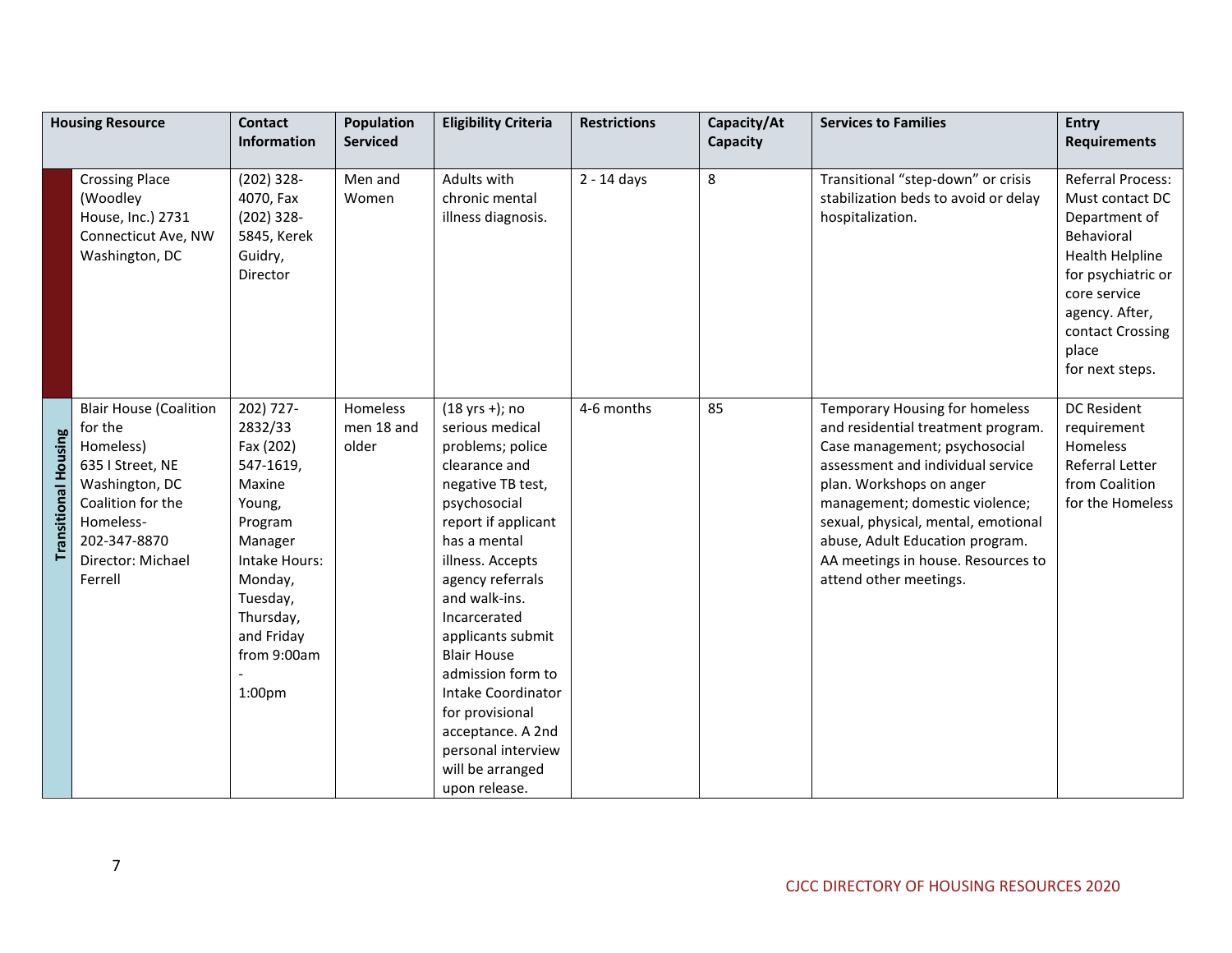| | Housing Resource | Contact Information | Population Serviced | Eligibility Criteria | Restrictions | Capacity/At Capacity | Services to Families | Entry Requirements |
|---|---|---|---|---|---|---|---|---|
| | Crossing Place (Woodley House, Inc.) 2731 Connecticut Ave, NW Washington, DC | (202) 328-4070, Fax (202) 328-5845, Kerek Guidry, Director | Men and Women | Adults with chronic mental illness diagnosis. | 2 - 14 days | 8 | Transitional "step-down" or crisis stabilization beds to avoid or delay hospitalization. | Referral Process: Must contact DC Department of Behavioral Health Helpline for psychiatric or core service agency. After, contact Crossing place for next steps. |
| Transitional Housing | Blair House (Coalition for the Homeless) 635 I Street, NE Washington, DC Coalition for the Homeless-202-347-8870 Director: Michael Ferrell | 202) 727-2832/33 Fax (202) 547-1619, Maxine Young, Program Manager Intake Hours: Monday, Tuesday, Thursday, and Friday from 9:00am - 1:00pm | Homeless men 18 and older | (18 yrs +); no serious medical problems; police clearance and negative TB test, psychosocial report if applicant has a mental illness. Accepts agency referrals and walk-ins. Incarcerated applicants submit Blair House admission form to Intake Coordinator for provisional acceptance. A 2nd personal interview will be arranged upon release. | 4-6 months | 85 | Temporary Housing for homeless and residential treatment program. Case management; psychosocial assessment and individual service plan. Workshops on anger management; domestic violence; sexual, physical, mental, emotional abuse, Adult Education program. AA meetings in house. Resources to attend other meetings. | DC Resident requirement Homeless Referral Letter from Coalition for the Homeless |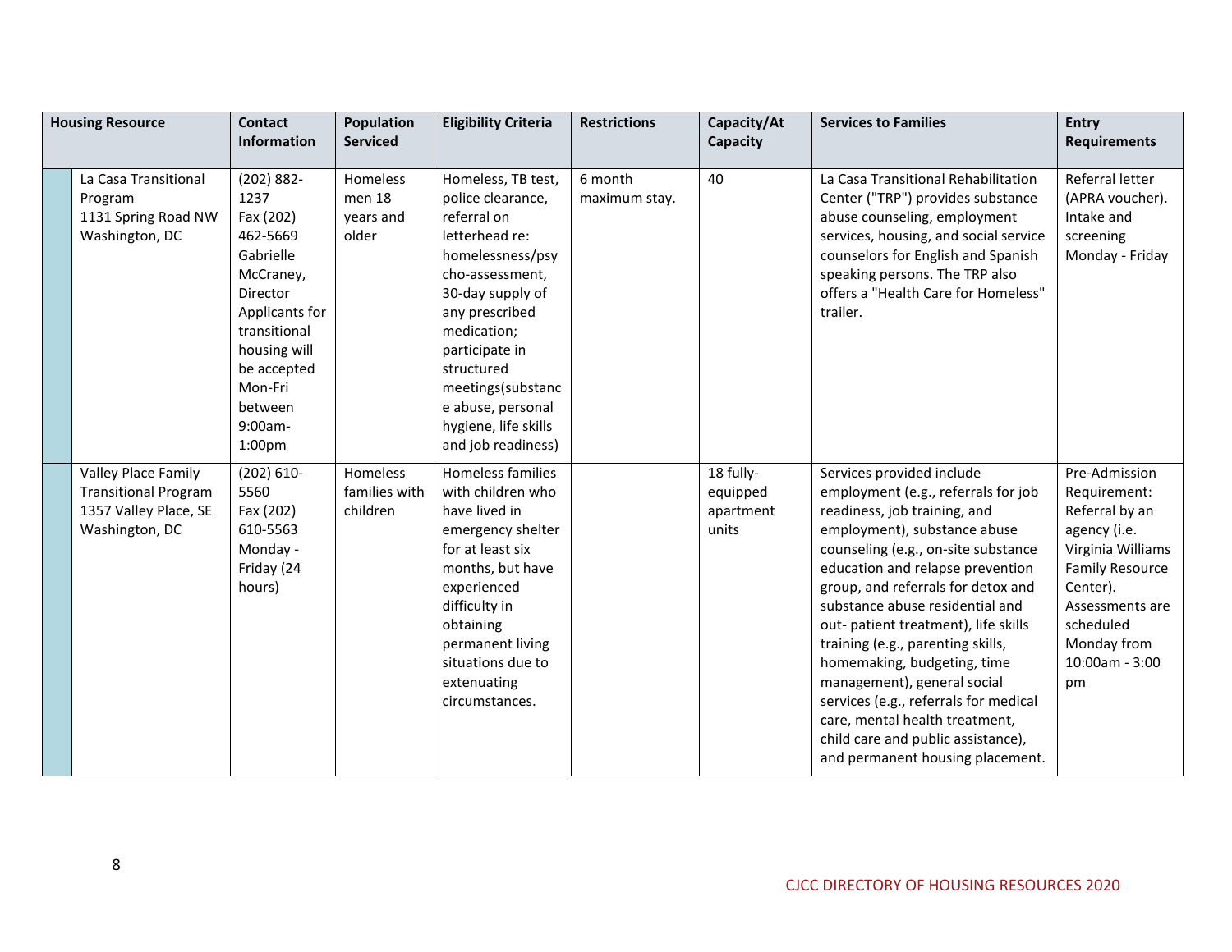| Housing Resource | Contact Information | Population Serviced | Eligibility Criteria | Restrictions | Capacity/At Capacity | Services to Families | Entry Requirements |
|---|---|---|---|---|---|---|---|
| La Casa Transitional Program<br>1131 Spring Road NW<br>Washington, DC | (202) 882-1237<br>Fax (202) 462-5669<br>Gabrielle McCraney, Director<br>Applicants for transitional housing will be accepted Mon-Fri between 9:00am-1:00pm | Homeless men 18 years and older | Homeless, TB test, police clearance, referral on letterhead re: homelessness/psycho-assessment, 30-day supply of any prescribed medication; participate in structured meetings(substance abuse, personal hygiene, life skills and job readiness) | 6 month maximum stay. | 40 | La Casa Transitional Rehabilitation Center ("TRP") provides substance abuse counseling, employment services, housing, and social service counselors for English and Spanish speaking persons. The TRP also offers a "Health Care for Homeless" trailer. | Referral letter (APRA voucher). Intake and screening Monday - Friday |
| Valley Place Family Transitional Program<br>1357 Valley Place, SE<br>Washington, DC | (202) 610-5560<br>Fax (202) 610-5563<br>Monday - Friday (24 hours) | Homeless families with children | Homeless families with children who have lived in emergency shelter for at least six months, but have experienced difficulty in obtaining permanent living situations due to extenuating circumstances. | | 18 fully-equipped apartment units | Services provided include employment (e.g., referrals for job readiness, job training, and employment), substance abuse counseling (e.g., on-site substance education and relapse prevention group, and referrals for detox and substance abuse residential and out- patient treatment), life skills training (e.g., parenting skills, homemaking, budgeting, time management), general social services (e.g., referrals for medical care, mental health treatment, child care and public assistance), and permanent housing placement. | Pre-Admission Requirement: Referral by an agency (i.e. Virginia Williams Family Resource Center). Assessments are scheduled Monday from 10:00am - 3:00 pm |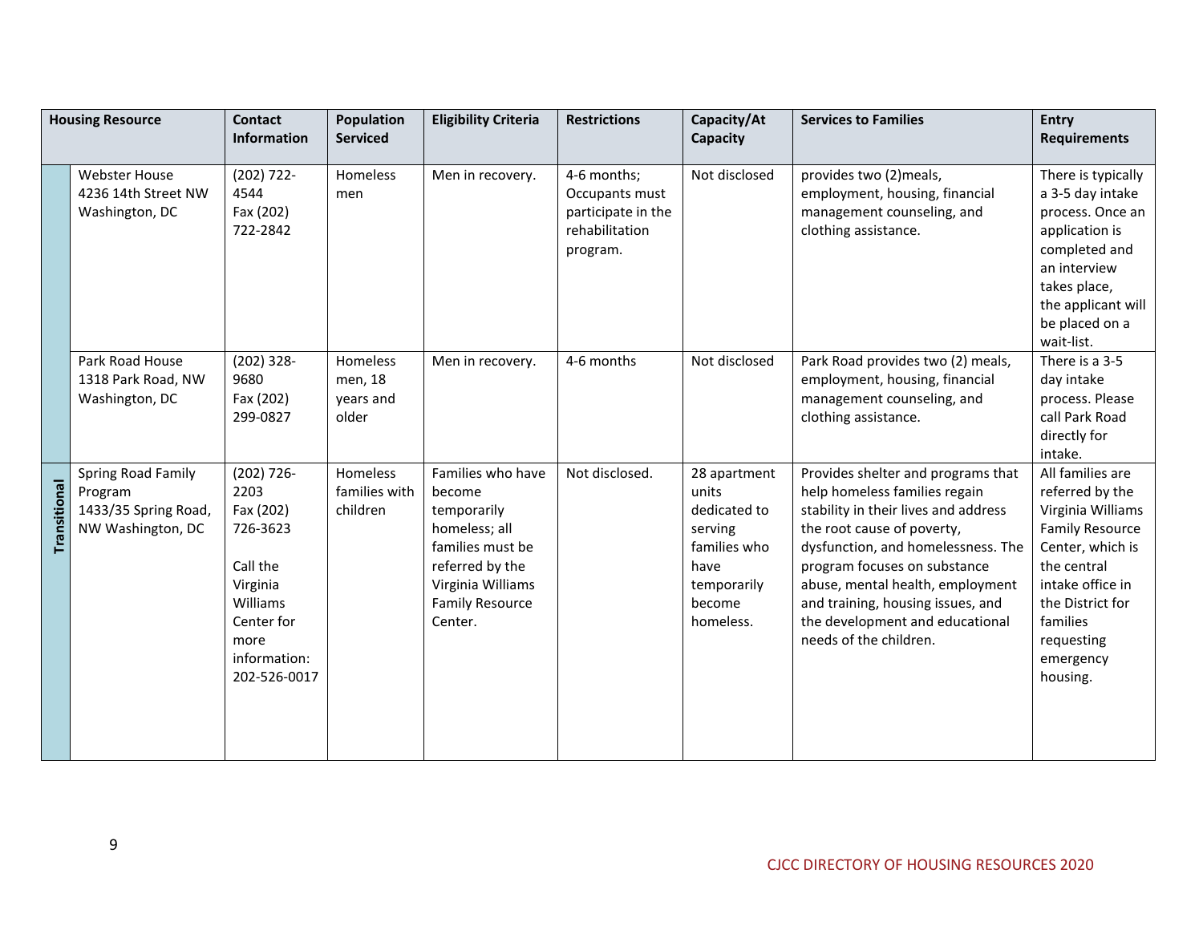| Housing Resource | | Contact Information | Population Serviced | Eligibility Criteria | Restrictions | Capacity/At Capacity | Services to Families | Entry Requirements |
|---|---|---|---|---|---|---|---|---|
| | Webster House 4236 14th Street NW Washington, DC | (202) 722-4544 Fax (202) 722-2842 | Homeless men | Men in recovery. | 4-6 months; Occupants must participate in the rehabilitation program. | Not disclosed | provides two (2)meals, employment, housing, financial management counseling, and clothing assistance. | There is typically a 3-5 day intake process. Once an application is completed and an interview takes place, the applicant will be placed on a wait-list. |
| | Park Road House 1318 Park Road, NW Washington, DC | (202) 328-9680 Fax (202) 299-0827 | Homeless men, 18 years and older | Men in recovery. | 4-6 months | Not disclosed | Park Road provides two (2) meals, employment, housing, financial management counseling, and clothing assistance. | There is a 3-5 day intake process. Please call Park Road directly for intake. |
| Transitional | Spring Road Family Program 1433/35 Spring Road, NW Washington, DC | (202) 726-2203 Fax (202) 726-3623 Call the Virginia Williams Center for more information: 202-526-0017 | Homeless families with children | Families who have become temporarily homeless; all families must be referred by the Virginia Williams Family Resource Center. | Not disclosed. | 28 apartment units dedicated to serving families who have temporarily become homeless. | Provides shelter and programs that help homeless families regain stability in their lives and address the root cause of poverty, dysfunction, and homelessness. The program focuses on substance abuse, mental health, employment and training, housing issues, and the development and educational needs of the children. | All families are referred by the Virginia Williams Family Resource Center, which is the central intake office in the District for families requesting emergency housing. |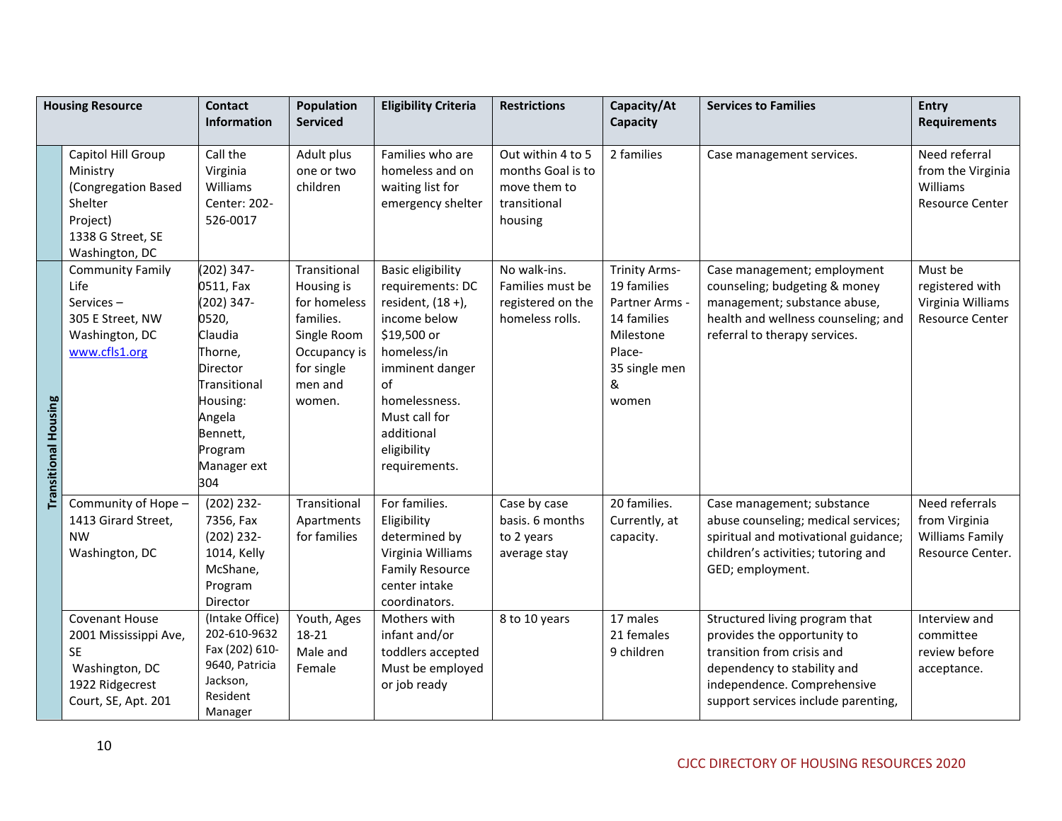| Housing Resource | | Contact Information | Population Serviced | Eligibility Criteria | Restrictions | Capacity/At Capacity | Services to Families | Entry Requirements |
|---|---|---|---|---|---|---|---|---|
| | Capitol Hill Group Ministry (Congregation Based Shelter Project) 1338 G Street, SE Washington, DC | Call the Virginia Williams Center: 202-526-0017 | Adult plus one or two children | Families who are homeless and on waiting list for emergency shelter | Out within 4 to 5 months Goal is to move them to transitional housing | 2 families | Case management services. | Need referral from the Virginia Williams Resource Center |
| Transitional Housing | Community Family Life Services – 305 E Street, NW Washington, DC www.cfls1.org | (202) 347-0511, Fax (202) 347-0520, Claudia Thorne, Director Transitional Housing: Angela Bennett, Program Manager ext 304 | Transitional Housing is for homeless families. Single Room Occupancy is for single men and women. | Basic eligibility requirements: DC resident, (18 +), income below $19,500 or homeless/in imminent danger of homelessness. Must call for additional eligibility requirements. | No walk-ins. Families must be registered on the homeless rolls. | Trinity Arms-19 families Partner Arms - 14 families Milestone Place- 35 single men & women | Case management; employment counseling; budgeting & money management; substance abuse, health and wellness counseling; and referral to therapy services. | Must be registered with Virginia Williams Resource Center |
| | Community of Hope – 1413 Girard Street, NW Washington, DC | (202) 232-7356, Fax (202) 232-1014, Kelly McShane, Program Director | Transitional Apartments for families | For families. Eligibility determined by Virginia Williams Family Resource center intake coordinators. | Case by case basis. 6 months to 2 years average stay | 20 families. Currently, at capacity. | Case management; substance abuse counseling; medical services; spiritual and motivational guidance; children's activities; tutoring and GED; employment. | Need referrals from Virginia Williams Family Resource Center. |
| | Covenant House 2001 Mississippi Ave, SE Washington, DC 1922 Ridgecrest Court, SE, Apt. 201 | (Intake Office) 202-610-9632 Fax (202) 610-9640, Patricia Jackson, Resident Manager | Youth, Ages 18-21 Male and Female | Mothers with infant and/or toddlers accepted Must be employed or job ready | 8 to 10 years | 17 males 21 females 9 children | Structured living program that provides the opportunity to transition from crisis and dependency to stability and independence. Comprehensive support services include parenting, | Interview and committee review before acceptance. |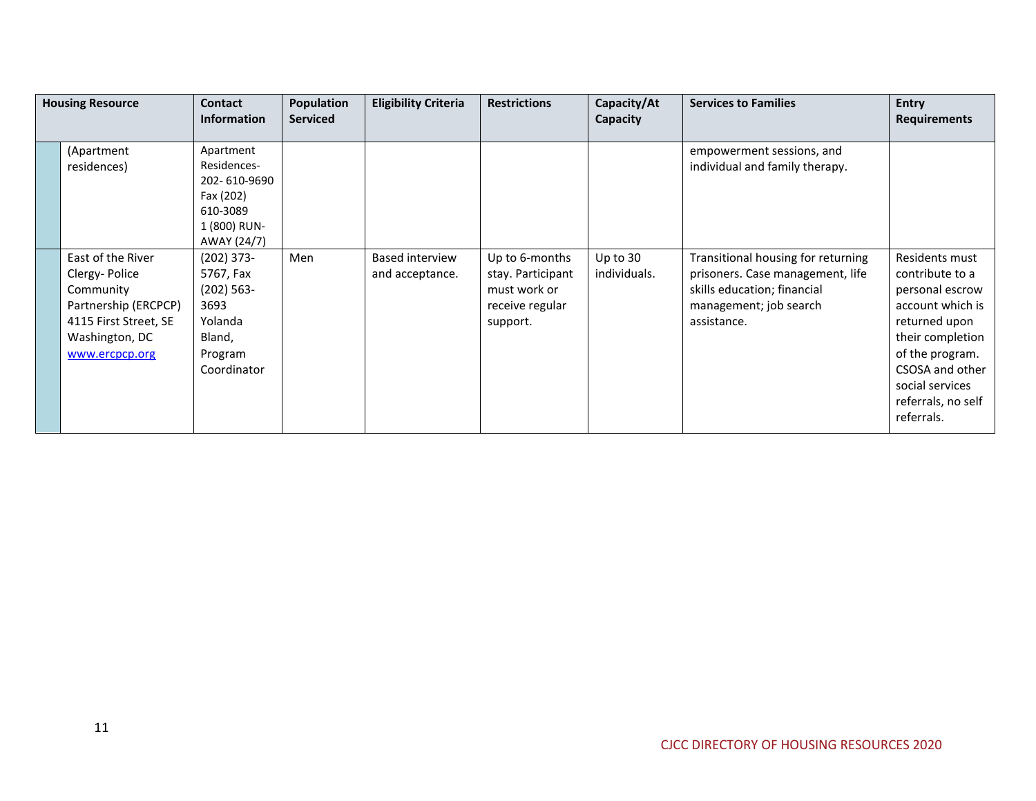| Housing Resource | Contact Information | Population Serviced | Eligibility Criteria | Restrictions | Capacity/At Capacity | Services to Families | Entry Requirements |
|---|---|---|---|---|---|---|---|
| (Apartment residences) | Apartment Residences- 202- 610-9690 Fax (202) 610-3089 1 (800) RUN-AWAY (24/7) | | | | | empowerment sessions, and individual and family therapy. | |
| East of the River Clergy- Police Community Partnership (ERCPCP) 4115 First Street, SE Washington, DC www.ercpcp.org | (202) 373-5767, Fax (202) 563-3693 Yolanda Bland, Program Coordinator | Men | Based interview and acceptance. | Up to 6-months stay. Participant must work or receive regular support. | Up to 30 individuals. | Transitional housing for returning prisoners. Case management, life skills education; financial management; job search assistance. | Residents must contribute to a personal escrow account which is returned upon their completion of the program. CSOSA and other social services referrals, no self referrals. |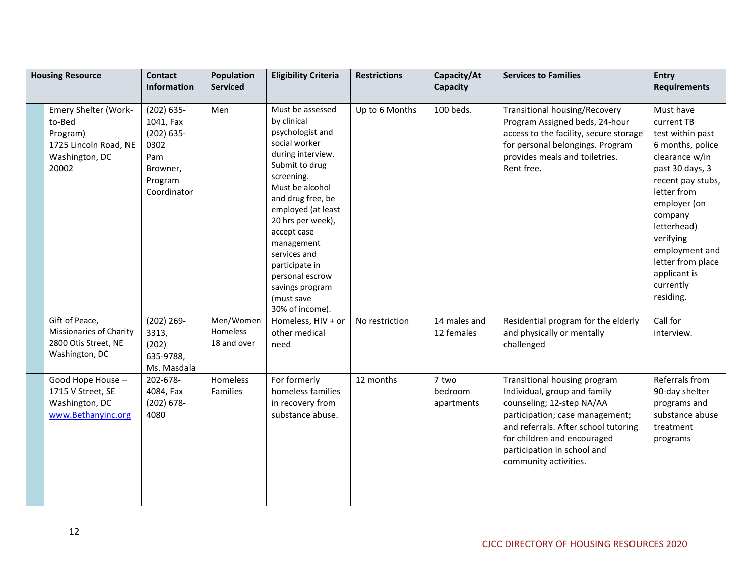| Housing Resource | Contact Information | Population Serviced | Eligibility Criteria | Restrictions | Capacity/At Capacity | Services to Families | Entry Requirements |
|---|---|---|---|---|---|---|---|
| Emery Shelter (Work-to-Bed Program) 1725 Lincoln Road, NE Washington, DC 20002 | (202) 635-1041, Fax (202) 635-0302 Pam Browner, Program Coordinator | Men | Must be assessed by clinical psychologist and social worker during interview. Submit to drug screening. Must be alcohol and drug free, be employed (at least 20 hrs per week), accept case management services and participate in personal escrow savings program (must save 30% of income). | Up to 6 Months | 100 beds. | Transitional housing/Recovery Program Assigned beds, 24-hour access to the facility, secure storage for personal belongings. Program provides meals and toiletries. Rent free. | Must have current TB test within past 6 months, police clearance w/in past 30 days, 3 recent pay stubs, letter from employer (on company letterhead) verifying employment and letter from place applicant is currently residing. |
| Gift of Peace, Missionaries of Charity 2800 Otis Street, NE Washington, DC | (202) 269-3313, (202) 635-9788, Ms. Masdala | Men/Women Homeless 18 and over | Homeless, HIV + or other medical need | No restriction | 14 males and 12 females | Residential program for the elderly and physically or mentally challenged | Call for interview. |
| Good Hope House – 1715 V Street, SE Washington, DC www.Bethanyinc.org | 202-678-4084, Fax (202) 678-4080 | Homeless Families | For formerly homeless families in recovery from substance abuse. | 12 months | 7 two bedroom apartments | Transitional housing program Individual, group and family counseling; 12-step NA/AA participation; case management; and referrals. After school tutoring for children and encouraged participation in school and community activities. | Referrals from 90-day shelter programs and substance abuse treatment programs |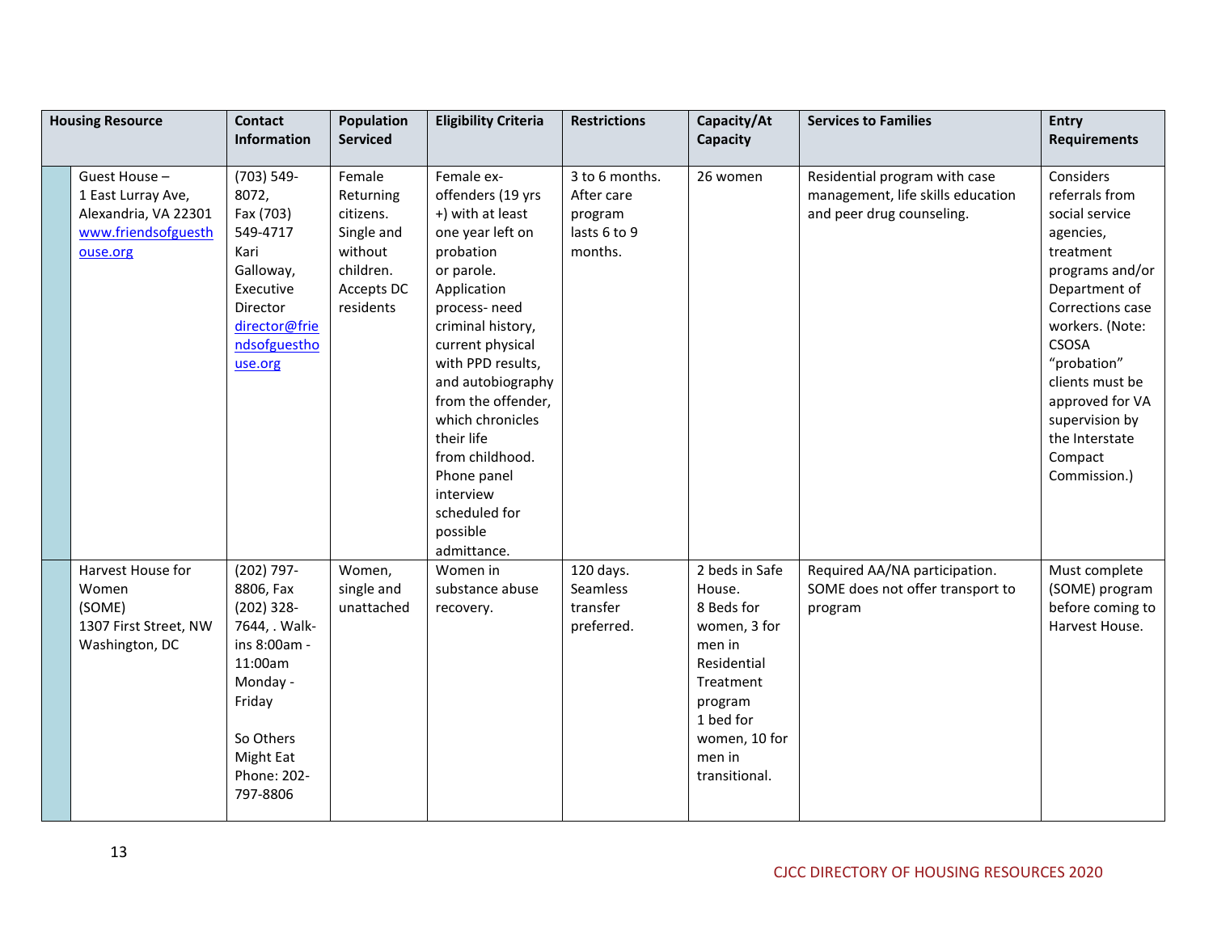| Housing Resource | Contact Information | Population Serviced | Eligibility Criteria | Restrictions | Capacity/At Capacity | Services to Families | Entry Requirements |
|---|---|---|---|---|---|---|---|
| Guest House – 1 East Lurray Ave, Alexandria, VA 22301 www.friendsofguesthouse.org | (703) 549-8072, Fax (703) 549-4717 Kari Galloway, Executive Director director@friendsofguesthouse.org | Female Returning citizens. Single and without children. Accepts DC residents | Female ex-offenders (19 yrs +) with at least one year left on probation or parole. Application process- need criminal history, current physical with PPD results, and autobiography from the offender, which chronicles their life from childhood. Phone panel interview scheduled for possible admittance. | 3 to 6 months. After care program lasts 6 to 9 months. | 26 women | Residential program with case management, life skills education and peer drug counseling. | Considers referrals from social service agencies, treatment programs and/or Department of Corrections case workers. (Note: CSOSA "probation" clients must be approved for VA supervision by the Interstate Compact Commission.) |
| Harvest House for Women (SOME) 1307 First Street, NW Washington, DC | (202) 797-8806, Fax (202) 328-7644, . Walk-ins 8:00am - 11:00am Monday - Friday<br><br>So Others Might Eat Phone: 202-797-8806 | Women, single and unattached | Women in substance abuse recovery. | 120 days. Seamless transfer preferred. | 2 beds in Safe House. 8 Beds for women, 3 for men in Residential Treatment program 1 bed for women, 10 for men in transitional. | Required AA/NA participation. SOME does not offer transport to program | Must complete (SOME) program before coming to Harvest House. |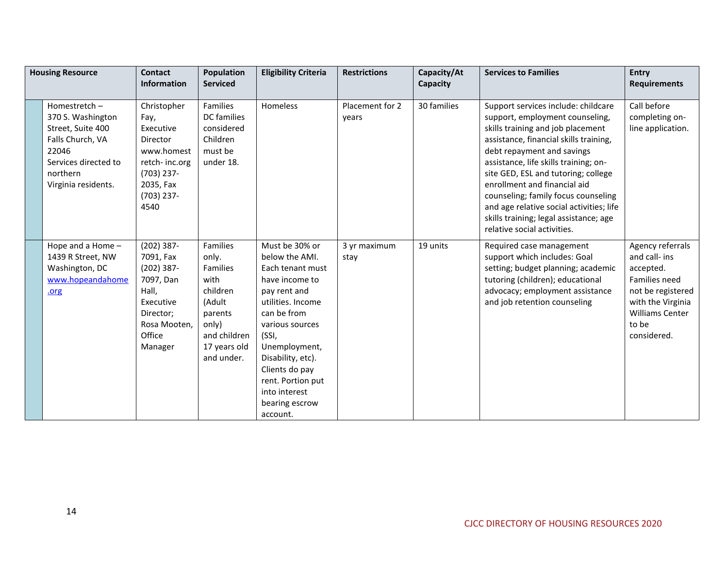| Housing Resource | Contact Information | Population Serviced | Eligibility Criteria | Restrictions | Capacity/At Capacity | Services to Families | Entry Requirements |
|---|---|---|---|---|---|---|---|
| Homestretch – 370 S. Washington Street, Suite 400 Falls Church, VA 22046 Services directed to northern Virginia residents. | Christopher Fay, Executive Director www.homestretch- inc.org (703) 237-2035, Fax (703) 237-4540 | Families DC families considered Children must be under 18. | Homeless | Placement for 2 years | 30 families | Support services include: childcare support, employment counseling, skills training and job placement assistance, financial skills training, debt repayment and savings assistance, life skills training; on-site GED, ESL and tutoring; college enrollment and financial aid counseling; family focus counseling and age relative social activities; life skills training; legal assistance; age relative social activities. | Call before completing on-line application. |
| Hope and a Home – 1439 R Street, NW Washington, DC www.hopeandahome.org | (202) 387-7091, Fax (202) 387-7097, Dan Hall, Executive Director; Rosa Mooten, Office Manager | Families only. Families with children (Adult parents only) and children 17 years old and under. | Must be 30% or below the AMI. Each tenant must have income to pay rent and utilities. Income can be from various sources (SSI, Unemployment, Disability, etc). Clients do pay rent. Portion put into interest bearing escrow account. | 3 yr maximum stay | 19 units | Required case management support which includes: Goal setting; budget planning; academic tutoring (children); educational advocacy; employment assistance and job retention counseling | Agency referrals and call- ins accepted. Families need not be registered with the Virginia Williams Center to be considered. |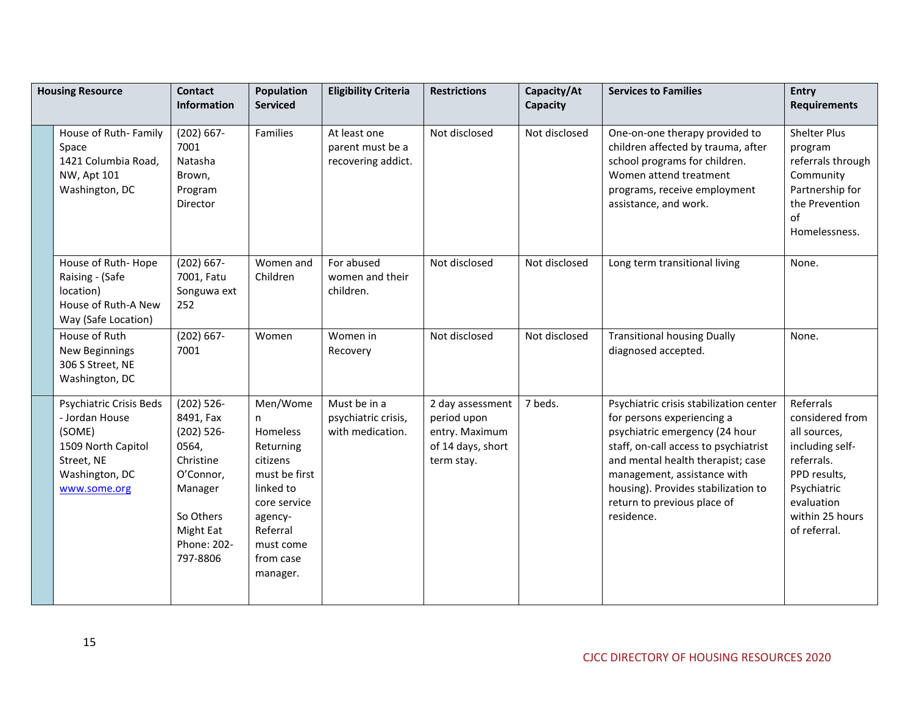| Housing Resource | Contact Information | Population Serviced | Eligibility Criteria | Restrictions | Capacity/At Capacity | Services to Families | Entry Requirements |
|---|---|---|---|---|---|---|---|
| House of Ruth- Family Space<br>1421 Columbia Road, NW, Apt 101<br>Washington, DC | (202) 667-7001<br>Natasha Brown, Program Director | Families | At least one parent must be a recovering addict. | Not disclosed | Not disclosed | One-on-one therapy provided to children affected by trauma, after school programs for children. Women attend treatment programs, receive employment assistance, and work. | Shelter Plus program referrals through Community Partnership for the Prevention of Homelessness. |
| House of Ruth- Hope Raising - (Safe location)<br>House of Ruth-A New Way (Safe Location) | (202) 667-7001, Fatu Songuwa ext 252 | Women and Children | For abused women and their children. | Not disclosed | Not disclosed | Long term transitional living | None. |
| House of Ruth<br>New Beginnings<br>306 S Street, NE<br>Washington, DC | (202) 667-7001 | Women | Women in Recovery | Not disclosed | Not disclosed | Transitional housing Dually diagnosed accepted. | None. |
| Psychiatric Crisis Beds - Jordan House (SOME)<br>1509 North Capitol Street, NE<br>Washington, DC<br>[www.some.org](http://www.some.org) | (202) 526-8491, Fax (202) 526-0564, Christine O'Connor, Manager<br><br>So Others Might Eat Phone: 202-797-8806 | Men/Women<br>Homeless<br>Returning citizens must be first linked to core service agency- Referral must come from case manager. | Must be in a psychiatric crisis, with medication. | 2 day assessment period upon entry. Maximum of 14 days, short term stay. | 7 beds. | Psychiatric crisis stabilization center for persons experiencing a psychiatric emergency (24 hour staff, on-call access to psychiatrist and mental health therapist; case management, assistance with housing). Provides stabilization to return to previous place of residence. | Referrals considered from all sources, including self-referrals.<br>PPD results, Psychiatric evaluation within 25 hours of referral. |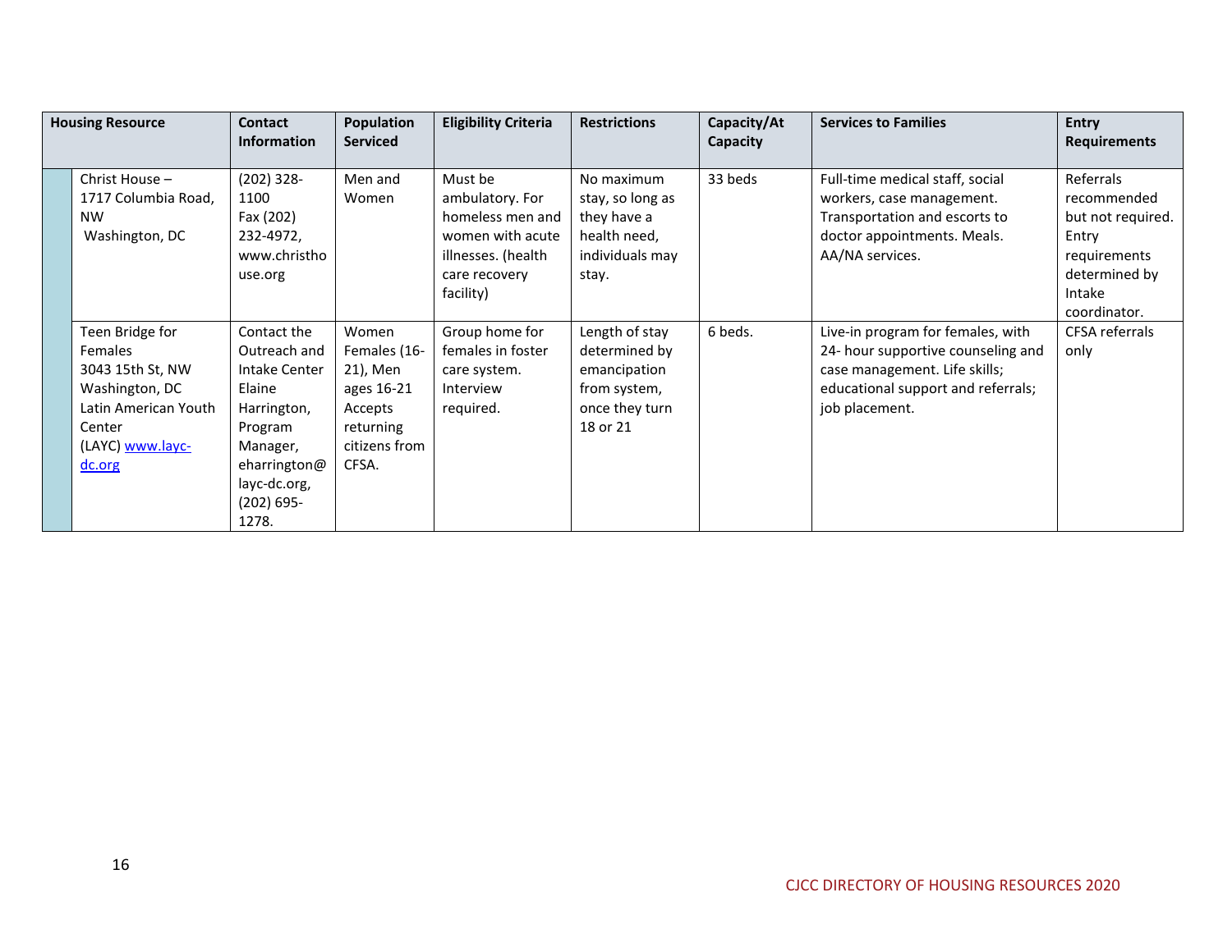| Housing Resource | Contact Information | Population Serviced | Eligibility Criteria | Restrictions | Capacity/At Capacity | Services to Families | Entry Requirements |
|---|---|---|---|---|---|---|---|
| Christ House – 1717 Columbia Road, NW Washington, DC | (202) 328-1100 Fax (202) 232-4972, www.christhouse.org | Men and Women | Must be ambulatory. For homeless men and women with acute illnesses. (health care recovery facility) | No maximum stay, so long as they have a health need, individuals may stay. | 33 beds | Full-time medical staff, social workers, case management. Transportation and escorts to doctor appointments. Meals. AA/NA services. | Referrals recommended but not required. Entry requirements determined by Intake coordinator. |
| Teen Bridge for Females 3043 15th St, NW Washington, DC Latin American Youth Center (LAYC) [www.layc-dc.org](http://www.layc-dc.org) | Contact the Outreach and Intake Center Elaine Harrington, Program Manager, eharrington@layc-dc.org, (202) 695-1278. | Women Females (16-21), Men ages 16-21 Accepts returning citizens from CFSA. | Group home for females in foster care system. Interview required. | Length of stay determined by emancipation from system, once they turn 18 or 21 | 6 beds. | Live-in program for females, with 24- hour supportive counseling and case management. Life skills; educational support and referrals; job placement. | CFSA referrals only |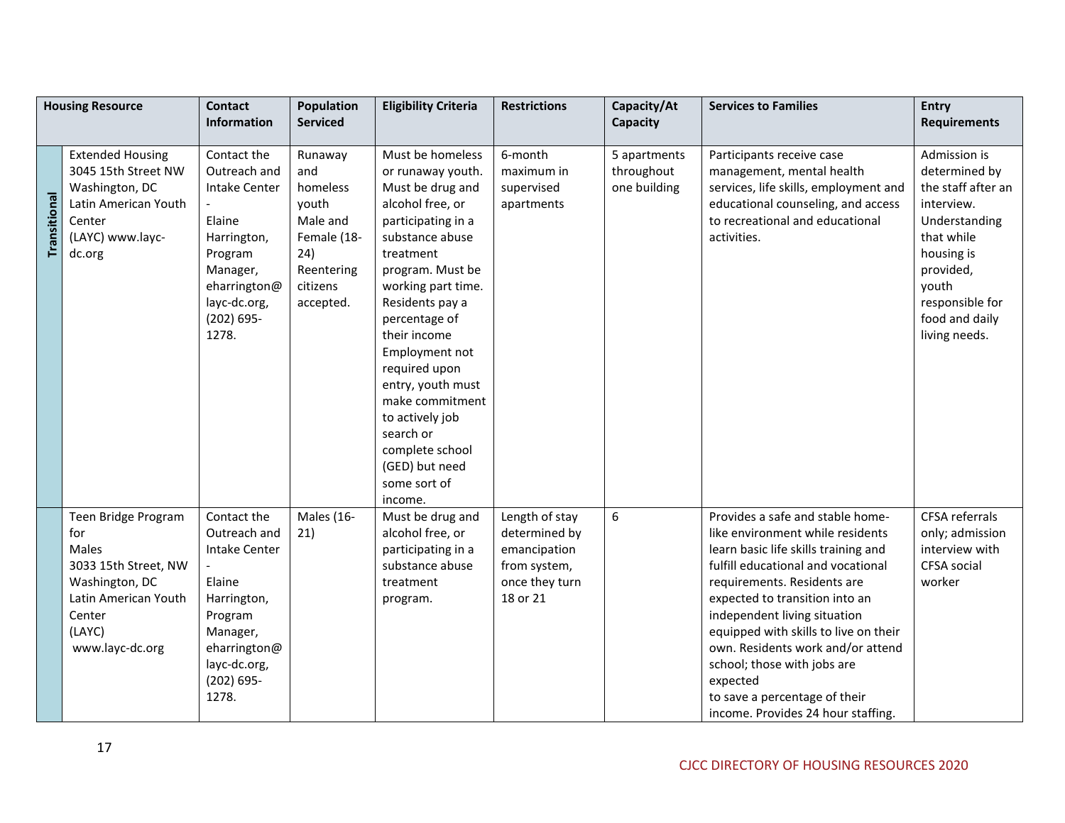| | Housing Resource | Contact Information | Population Serviced | Eligibility Criteria | Restrictions | Capacity/At Capacity | Services to Families | Entry Requirements |
|---|---|---|---|---|---|---|---|---|
| Transitional | Extended Housing 3045 15th Street NW Washington, DC Latin American Youth Center (LAYC) www.layc-dc.org | Contact the Outreach and Intake Center - Elaine Harrington, Program Manager, eharrington@layc-dc.org, (202) 695-1278. | Runaway and homeless youth Male and Female (18-24) Reentering citizens accepted. | Must be homeless or runaway youth. Must be drug and alcohol free, or participating in a substance abuse treatment program. Must be working part time. Residents pay a percentage of their income Employment not required upon entry, youth must make commitment to actively job search or complete school (GED) but need some sort of income. | 6-month maximum in supervised apartments | 5 apartments throughout one building | Participants receive case management, mental health services, life skills, employment and educational counseling, and access to recreational and educational activities. | Admission is determined by the staff after an interview. Understanding that while housing is provided, youth responsible for food and daily living needs. |
| | Teen Bridge Program for Males 3033 15th Street, NW Washington, DC Latin American Youth Center (LAYC) www.layc-dc.org | Contact the Outreach and Intake Center - Elaine Harrington, Program Manager, eharrington@layc-dc.org, (202) 695-1278. | Males (16-21) | Must be drug and alcohol free, or participating in a substance abuse treatment program. | Length of stay determined by emancipation from system, once they turn 18 or 21 | 6 | Provides a safe and stable home-like environment while residents learn basic life skills training and fulfill educational and vocational requirements. Residents are expected to transition into an independent living situation equipped with skills to live on their own. Residents work and/or attend school; those with jobs are expected to save a percentage of their income. Provides 24 hour staffing. | CFSA referrals only; admission interview with CFSA social worker |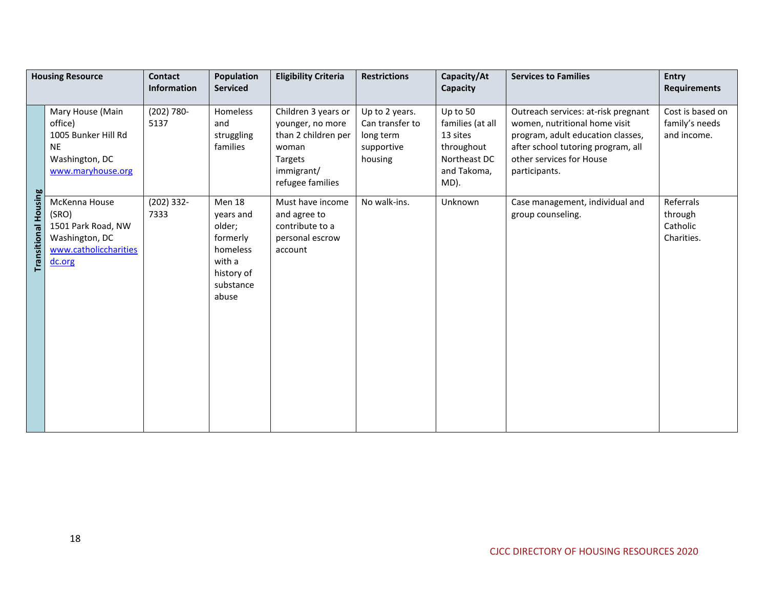| | Housing Resource | Contact Information | Population Serviced | Eligibility Criteria | Restrictions | Capacity/At Capacity | Services to Families | Entry Requirements |
|---|---|---|---|---|---|---|---|---|
| Transitional Housing | Mary House (Main office)<br>1005 Bunker Hill Rd NE<br>Washington, DC<br>www.maryhouse.org | (202) 780-5137 | Homeless and struggling families | Children 3 years or younger, no more than 2 children per woman<br>Targets immigrant/ refugee families | Up to 2 years. Can transfer to long term supportive housing | Up to 50 families (at all 13 sites throughout Northeast DC and Takoma, MD). | Outreach services: at-risk pregnant women, nutritional home visit program, adult education classes, after school tutoring program, all other services for House participants. | Cost is based on family's needs and income. |
| Transitional Housing | McKenna House (SRO)<br>1501 Park Road, NW<br>Washington, DC<br>www.catholiccharitiesdc.org | (202) 332-7333 | Men 18 years and older; formerly homeless with a history of substance abuse | Must have income and agree to contribute to a personal escrow account | No walk-ins. | Unknown | Case management, individual and group counseling. | Referrals through Catholic Charities. |

CJCC DIRECTORY OF HOUSING RESOURCES 2020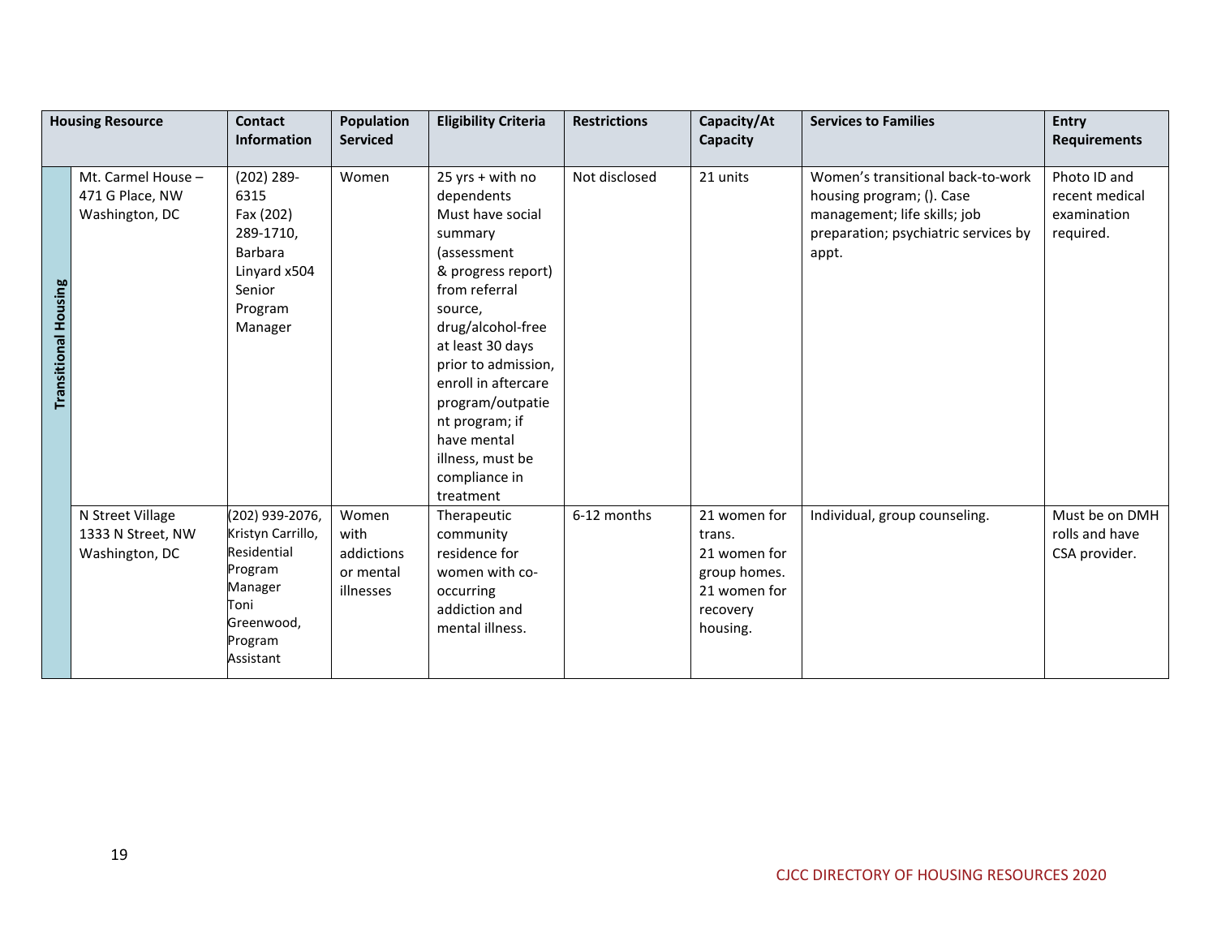| Housing Resource | | Contact Information | Population Serviced | Eligibility Criteria | Restrictions | Capacity/At Capacity | Services to Families | Entry Requirements |
|---|---|---|---|---|---|---|---|---|
| Transitional Housing | Mt. Carmel House – 471 G Place, NW Washington, DC | (202) 289-6315 Fax (202) 289-1710, Barbara Linyard x504 Senior Program Manager | Women | 25 yrs + with no dependents Must have social summary (assessment & progress report) from referral source, drug/alcohol-free at least 30 days prior to admission, enroll in aftercare program/outpatient program; if have mental illness, must be compliance in treatment | Not disclosed | 21 units | Women's transitional back-to-work housing program; (). Case management; life skills; job preparation; psychiatric services by appt. | Photo ID and recent medical examination required. |
| | N Street Village 1333 N Street, NW Washington, DC | (202) 939-2076, Kristyn Carrillo, Residential Program Manager Toni Greenwood, Program Assistant | Women with addictions or mental illnesses | Therapeutic community residence for women with co-occurring addiction and mental illness. | 6-12 months | 21 women for trans. 21 women for group homes. 21 women for recovery housing. | Individual, group counseling. | Must be on DMH rolls and have CSA provider. |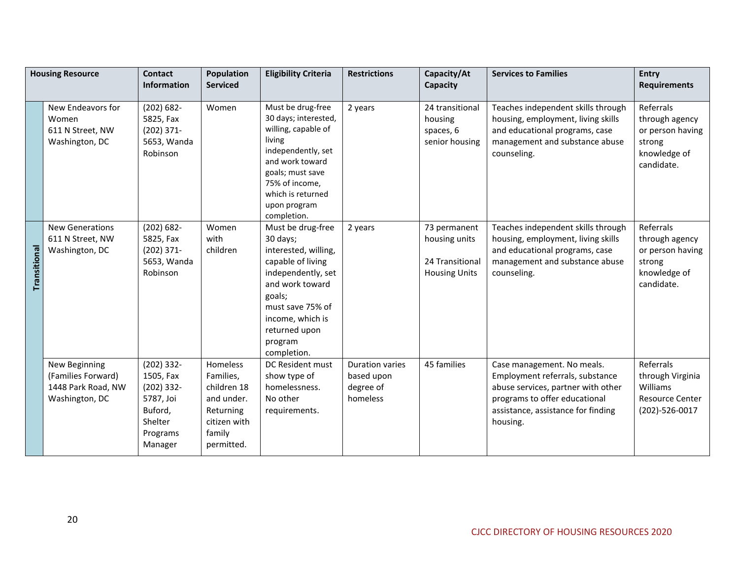| | Housing Resource | Contact Information | Population Serviced | Eligibility Criteria | Restrictions | Capacity/At Capacity | Services to Families | Entry Requirements |
|---|---|---|---|---|---|---|---|---|
| Transitional | New Endeavors for Women 611 N Street, NW Washington, DC | (202) 682-5825, Fax (202) 371-5653, Wanda Robinson | Women | Must be drug-free 30 days; interested, willing, capable of living independently, set and work toward goals; must save 75% of income, which is returned upon program completion. | 2 years | 24 transitional housing spaces, 6 senior housing | Teaches independent skills through housing, employment, living skills and educational programs, case management and substance abuse counseling. | Referrals through agency or person having strong knowledge of candidate. |
| Transitional | New Generations 611 N Street, NW Washington, DC | (202) 682-5825, Fax (202) 371-5653, Wanda Robinson | Women with children | Must be drug-free 30 days; interested, willing, capable of living independently, set and work toward goals; must save 75% of income, which is returned upon program completion. | 2 years | 73 permanent housing units<br><br>24 Transitional Housing Units | Teaches independent skills through housing, employment, living skills and educational programs, case management and substance abuse counseling. | Referrals through agency or person having strong knowledge of candidate. |
| Transitional | New Beginning (Families Forward) 1448 Park Road, NW Washington, DC | (202) 332-1505, Fax (202) 332-5787, Joi Buford, Shelter Programs Manager | Homeless Families, children 18 and under. Returning citizen with family permitted. | DC Resident must show type of homelessness. No other requirements. | Duration varies based upon degree of homeless | 45 families | Case management. No meals. Employment referrals, substance abuse services, partner with other programs to offer educational assistance, assistance for finding housing. | Referrals through Virginia Williams Resource Center (202)-526-0017 |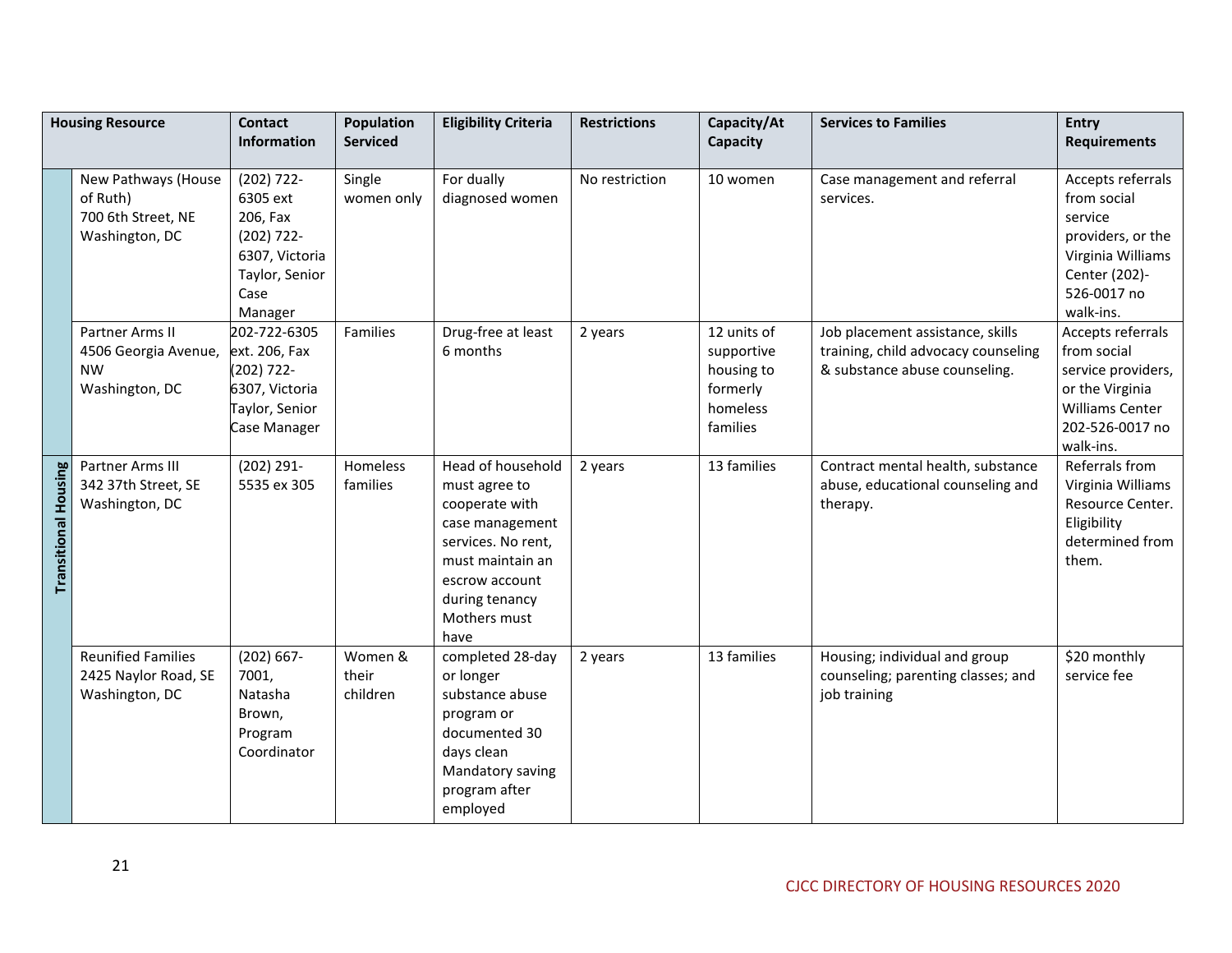| | Housing Resource | Contact Information | Population Serviced | Eligibility Criteria | Restrictions | Capacity/At Capacity | Services to Families | Entry Requirements |
|---|---|---|---|---|---|---|---|---|
| Transitional Housing | New Pathways (House of Ruth) 700 6th Street, NE Washington, DC | (202) 722-6305 ext 206, Fax (202) 722-6307, Victoria Taylor, Senior Case Manager | Single women only | For dually diagnosed women | No restriction | 10 women | Case management and referral services. | Accepts referrals from social service providers, or the Virginia Williams Center (202)-526-0017 no walk-ins. |
| | Partner Arms II 4506 Georgia Avenue, NW Washington, DC | 202-722-6305 ext. 206, Fax (202) 722-6307, Victoria Taylor, Senior Case Manager | Families | Drug-free at least 6 months | 2 years | 12 units of supportive housing to formerly homeless families | Job placement assistance, skills training, child advocacy counseling & substance abuse counseling. | Accepts referrals from social service providers, or the Virginia Williams Center 202-526-0017 no walk-ins. |
| | Partner Arms III 342 37th Street, SE Washington, DC | (202) 291-5535 ex 305 | Homeless families | Head of household must agree to cooperate with case management services. No rent, must maintain an escrow account during tenancy Mothers must have | 2 years | 13 families | Contract mental health, substance abuse, educational counseling and therapy. | Referrals from Virginia Williams Resource Center. Eligibility determined from them. |
| | Reunified Families 2425 Naylor Road, SE Washington, DC | (202) 667-7001, Natasha Brown, Program Coordinator | Women & their children | completed 28-day or longer substance abuse program or documented 30 days clean Mandatory saving program after employed | 2 years | 13 families | Housing; individual and group counseling; parenting classes; and job training | $20 monthly service fee |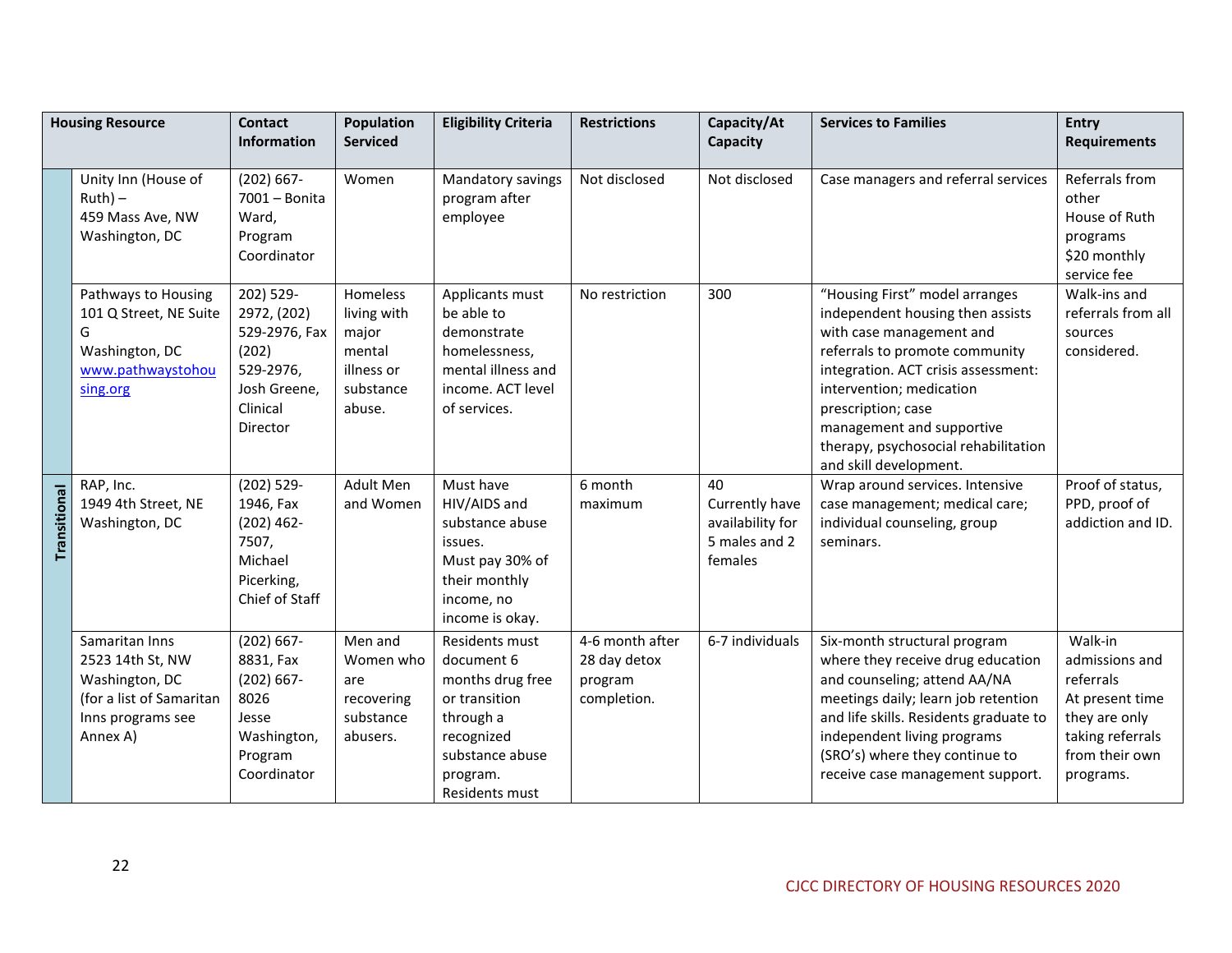| | Housing Resource | Contact Information | Population Serviced | Eligibility Criteria | Restrictions | Capacity/At Capacity | Services to Families | Entry Requirements |
|---|---|---|---|---|---|---|---|---|
| | Unity Inn (House of Ruth) – 459 Mass Ave, NW Washington, DC | (202) 667-7001 – Bonita Ward, Program Coordinator | Women | Mandatory savings program after employee | Not disclosed | Not disclosed | Case managers and referral services | Referrals from other House of Ruth programs $20 monthly service fee |
| | Pathways to Housing 101 Q Street, NE Suite G Washington, DC www.pathwaystohousing.org | 202) 529-2972, (202) 529-2976, Fax (202) 529-2976, Josh Greene, Clinical Director | Homeless living with major mental illness or substance abuse. | Applicants must be able to demonstrate homelessness, mental illness and income. ACT level of services. | No restriction | 300 | "Housing First" model arranges independent housing then assists with case management and referrals to promote community integration. ACT crisis assessment: intervention; medication prescription; case management and supportive therapy, psychosocial rehabilitation and skill development. | Walk-ins and referrals from all sources considered. |
| Transitional | RAP, Inc. 1949 4th Street, NE Washington, DC | (202) 529-1946, Fax (202) 462-7507, Michael Picerking, Chief of Staff | Adult Men and Women | Must have HIV/AIDS and substance abuse issues. Must pay 30% of their monthly income, no income is okay. | 6 month maximum | 40 Currently have availability for 5 males and 2 females | Wrap around services. Intensive case management; medical care; individual counseling, group seminars. | Proof of status, PPD, proof of addiction and ID. |
| | Samaritan Inns 2523 14th St, NW Washington, DC (for a list of Samaritan Inns programs see Annex A) | (202) 667-8831, Fax (202) 667-8026 Jesse Washington, Program Coordinator | Men and Women who are recovering substance abusers. | Residents must document 6 months drug free or transition through a recognized substance abuse program. Residents must | 4-6 month after 28 day detox program completion. | 6-7 individuals | Six-month structural program where they receive drug education and counseling; attend AA/NA meetings daily; learn job retention and life skills. Residents graduate to independent living programs (SRO's) where they continue to receive case management support. | Walk-in admissions and referrals At present time they are only taking referrals from their own programs. |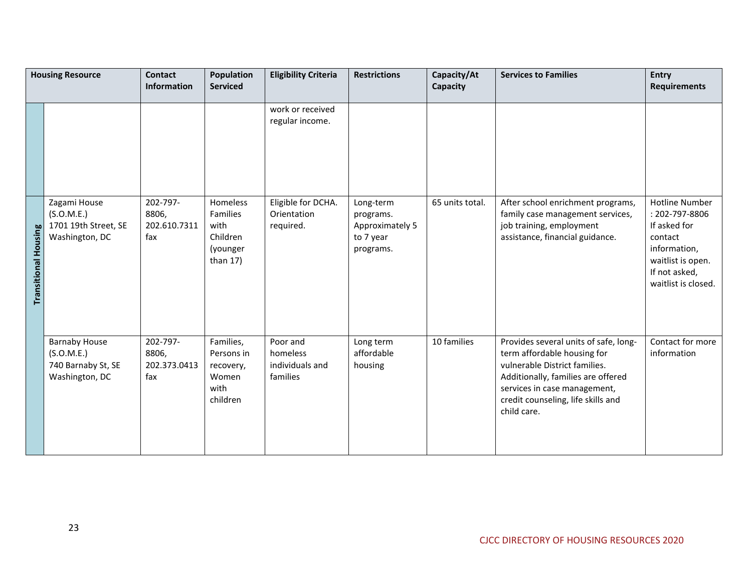| | Housing Resource | Contact Information | Population Serviced | Eligibility Criteria | Restrictions | Capacity/At Capacity | Services to Families | Entry Requirements |
|---|---|---|---|---|---|---|---|---|
| | | | | work or received regular income. | | | | |
| Transitional Housing | Zagami House (S.O.M.E.) 1701 19th Street, SE Washington, DC | 202-797-8806, 202.610.7311 fax | Homeless Families with Children (younger than 17) | Eligible for DCHA. Orientation required. | Long-term programs. Approximately 5 to 7 year programs. | 65 units total. | After school enrichment programs, family case management services, job training, employment assistance, financial guidance. | Hotline Number : 202-797-8806 If asked for contact information, waitlist is open. If not asked, waitlist is closed. |
| | Barnaby House (S.O.M.E.) 740 Barnaby St, SE Washington, DC | 202-797-8806, 202.373.0413 fax | Families, Persons in recovery, Women with children | Poor and homeless individuals and families | Long term affordable housing | 10 families | Provides several units of safe, long-term affordable housing for vulnerable District families. Additionally, families are offered services in case management, credit counseling, life skills and child care. | Contact for more information |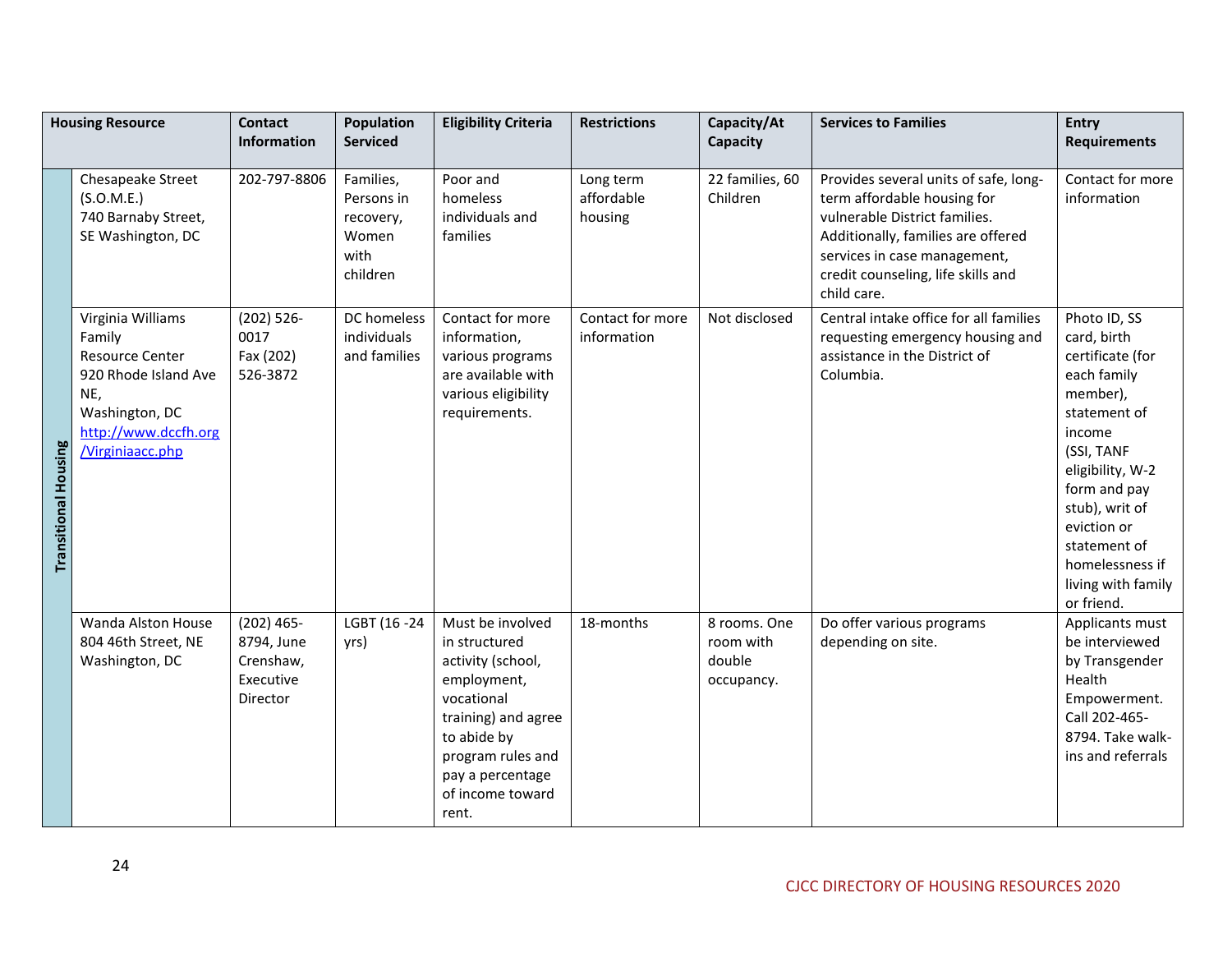| | Housing Resource | Contact Information | Population Serviced | Eligibility Criteria | Restrictions | Capacity/At Capacity | Services to Families | Entry Requirements |
|---|---|---|---|---|---|---|---|---|
| Transitional Housing | Chesapeake Street (S.O.M.E.) 740 Barnaby Street, SE Washington, DC | 202-797-8806 | Families, Persons in recovery, Women with children | Poor and homeless individuals and families | Long term affordable housing | 22 families, 60 Children | Provides several units of safe, long-term affordable housing for vulnerable District families. Additionally, families are offered services in case management, credit counseling, life skills and child care. | Contact for more information |
| | Virginia Williams Family Resource Center 920 Rhode Island Ave NE, Washington, DC http://www.dccfh.org/Virginiaacc.php | (202) 526-0017 Fax (202) 526-3872 | DC homeless individuals and families | Contact for more information, various programs are available with various eligibility requirements. | Contact for more information | Not disclosed | Central intake office for all families requesting emergency housing and assistance in the District of Columbia. | Photo ID, SS card, birth certificate (for each family member), statement of income (SSI, TANF eligibility, W-2 form and pay stub), writ of eviction or statement of homelessness if living with family or friend. |
| | Wanda Alston House 804 46th Street, NE Washington, DC | (202) 465-8794, June Crenshaw, Executive Director | LGBT (16 -24 yrs) | Must be involved in structured activity (school, employment, vocational training) and agree to abide by program rules and pay a percentage of income toward rent. | 18-months | 8 rooms. One room with double occupancy. | Do offer various programs depending on site. | Applicants must be interviewed by Transgender Health Empowerment. Call 202-465-8794. Take walk-ins and referrals |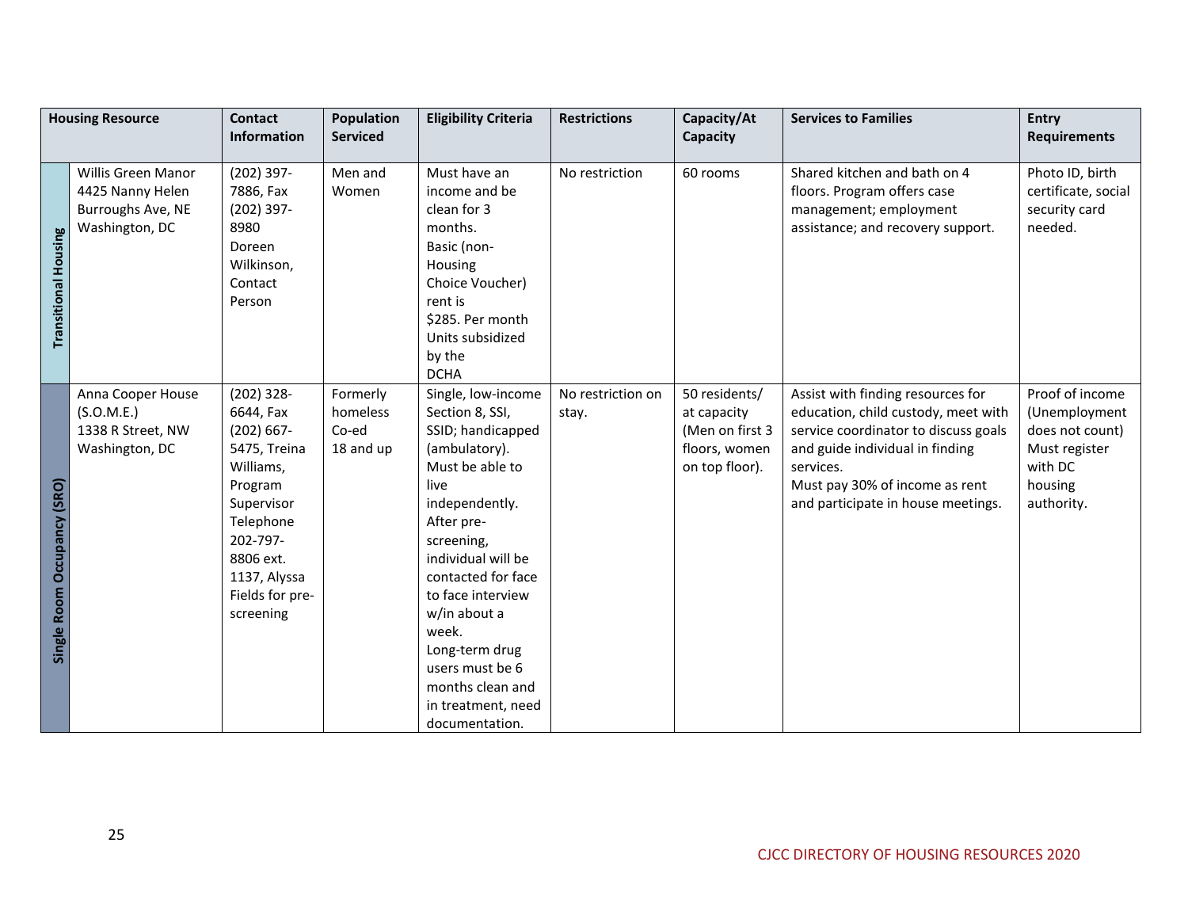| Housing Resource | | Contact Information | Population Serviced | Eligibility Criteria | Restrictions | Capacity/At Capacity | Services to Families | Entry Requirements |
|---|---|---|---|---|---|---|---|---|
| Transitional Housing | Willis Green Manor 4425 Nanny Helen Burroughs Ave, NE Washington, DC | (202) 397-7886, Fax (202) 397-8980 Doreen Wilkinson, Contact Person | Men and Women | Must have an income and be clean for 3 months. Basic (non-Housing Choice Voucher) rent is $285. Per month Units subsidized by the DCHA | No restriction | 60 rooms | Shared kitchen and bath on 4 floors. Program offers case management; employment assistance; and recovery support. | Photo ID, birth certificate, social security card needed. |
| Single Room Occupancy (SRO) | Anna Cooper House (S.O.M.E.) 1338 R Street, NW Washington, DC | (202) 328-6644, Fax (202) 667-5475, Treina Williams, Program Supervisor Telephone 202-797-8806 ext. 1137, Alyssa Fields for pre-screening | Formerly homeless Co-ed 18 and up | Single, low-income Section 8, SSI, SSID; handicapped (ambulatory). Must be able to live independently. After pre-screening, individual will be contacted for face to face interview w/in about a week. Long-term drug users must be 6 months clean and in treatment, need documentation. | No restriction on stay. | 50 residents/ at capacity (Men on first 3 floors, women on top floor). | Assist with finding resources for education, child custody, meet with service coordinator to discuss goals and guide individual in finding services. Must pay 30% of income as rent and participate in house meetings. | Proof of income (Unemployment does not count) Must register with DC housing authority. |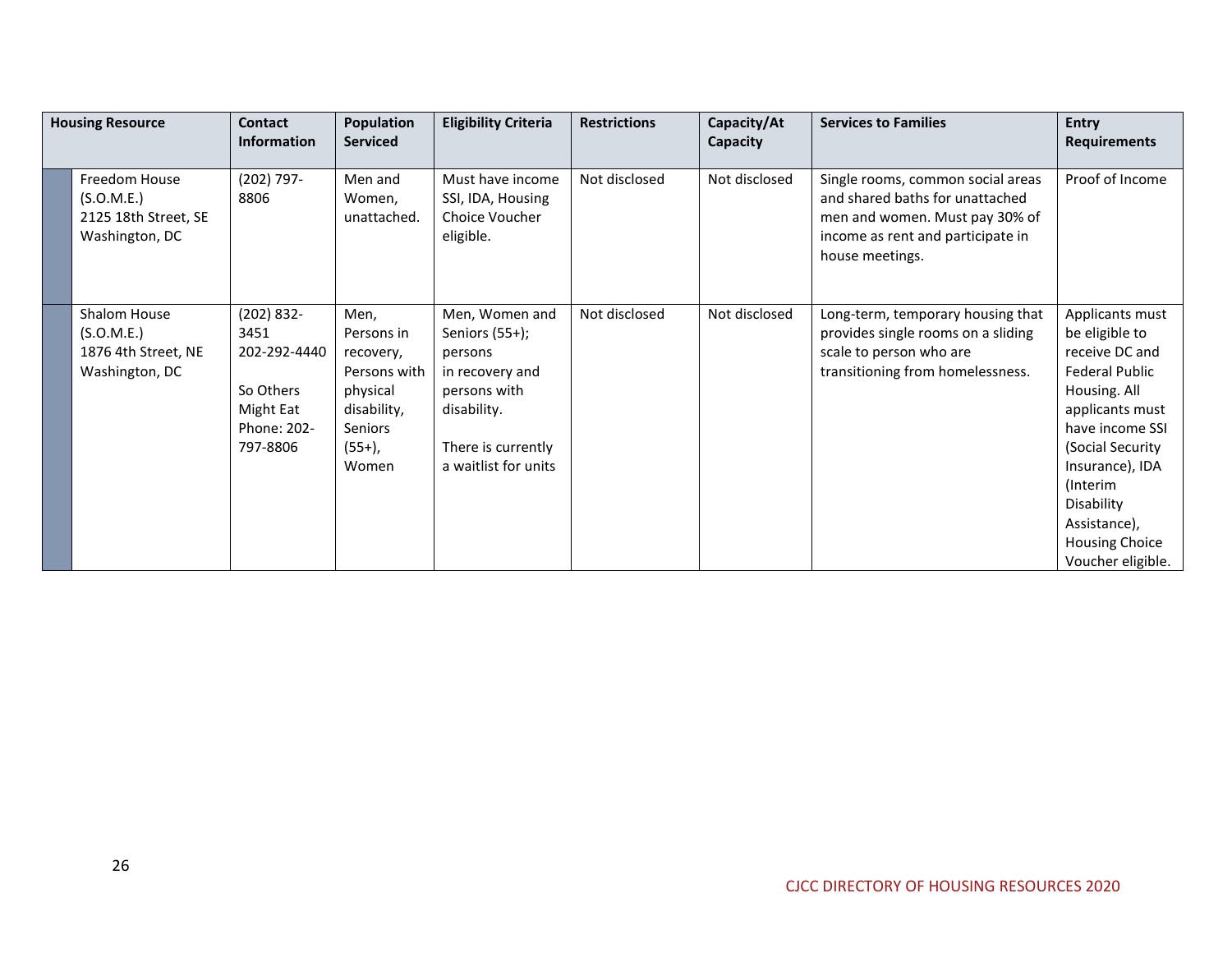| Housing Resource | Contact Information | Population Serviced | Eligibility Criteria | Restrictions | Capacity/At Capacity | Services to Families | Entry Requirements |
|---|---|---|---|---|---|---|---|
| Freedom House (S.O.M.E.) 2125 18th Street, SE Washington, DC | (202) 797-8806 | Men and Women, unattached. | Must have income SSI, IDA, Housing Choice Voucher eligible. | Not disclosed | Not disclosed | Single rooms, common social areas and shared baths for unattached men and women. Must pay 30% of income as rent and participate in house meetings. | Proof of Income |
| Shalom House (S.O.M.E.) 1876 4th Street, NE Washington, DC | (202) 832-3451 202-292-4440 So Others Might Eat Phone: 202-797-8806 | Men, Persons in recovery, Persons with physical disability, Seniors (55+), Women | Men, Women and Seniors (55+); persons in recovery and persons with disability. There is currently a waitlist for units | Not disclosed | Not disclosed | Long-term, temporary housing that provides single rooms on a sliding scale to person who are transitioning from homelessness. | Applicants must be eligible to receive DC and Federal Public Housing. All applicants must have income SSI (Social Security Insurance), IDA (Interim Disability Assistance), Housing Choice Voucher eligible. |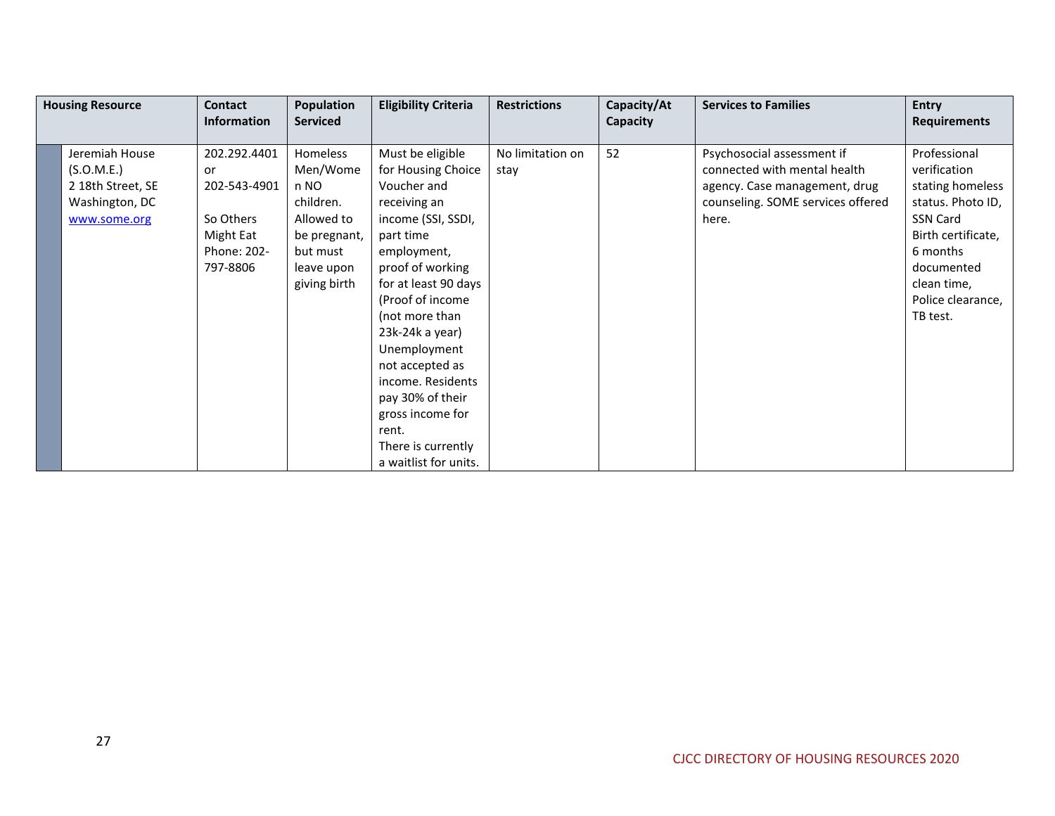| Housing Resource | Contact Information | Population Serviced | Eligibility Criteria | Restrictions | Capacity/At Capacity | Services to Families | Entry Requirements |
|---|---|---|---|---|---|---|---|
| Jeremiah House (S.O.M.E.) 2 18th Street, SE Washington, DC www.some.org | 202.292.4401 or 202-543-4901<br><br>So Others Might Eat Phone: 202-797-8806 | Homeless Men/Women NO children. Allowed to be pregnant, but must leave upon giving birth | Must be eligible for Housing Choice Voucher and receiving an income (SSI, SSDI, part time employment, proof of working for at least 90 days (Proof of income (not more than 23k-24k a year) Unemployment not accepted as income. Residents pay 30% of their gross income for rent.<br>There is currently a waitlist for units. | No limitation on stay | 52 | Psychosocial assessment if connected with mental health agency. Case management, drug counseling. SOME services offered here. | Professional verification stating homeless status. Photo ID, SSN Card Birth certificate, 6 months documented clean time, Police clearance, TB test. |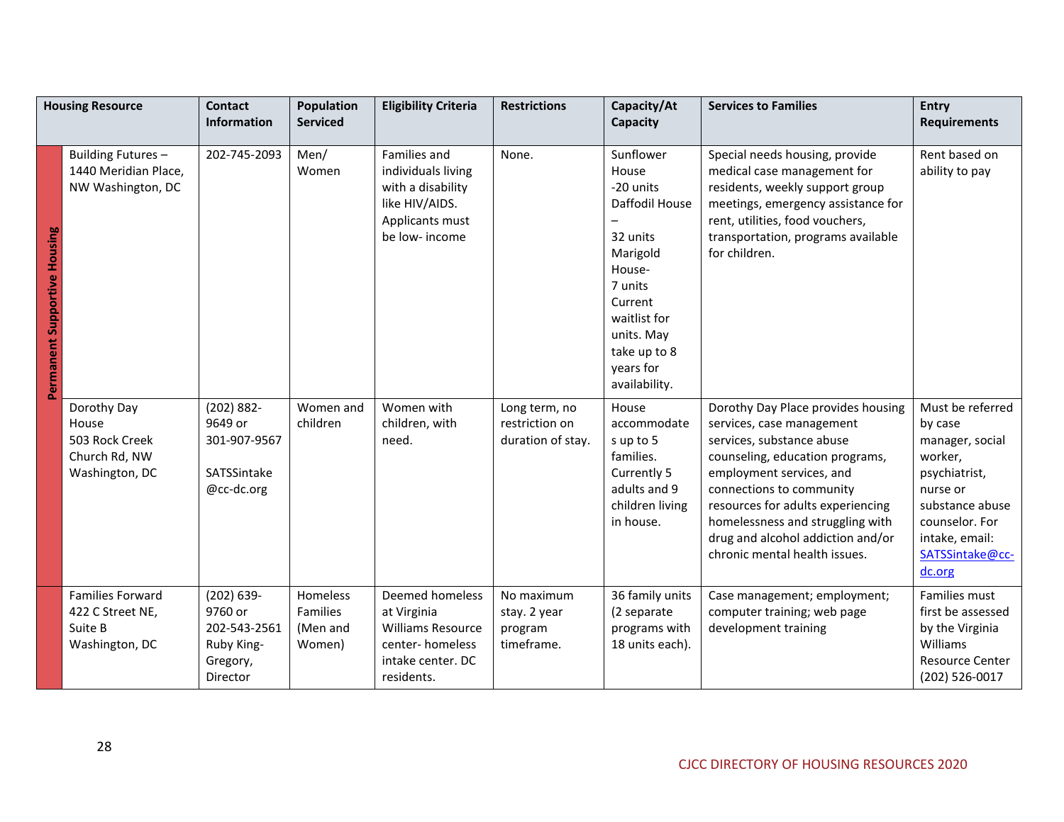| | Housing Resource | Contact Information | Population Serviced | Eligibility Criteria | Restrictions | Capacity/At Capacity | Services to Families | Entry Requirements |
|---|---|---|---|---|---|---|---|---|
| Permanent Supportive Housing | Building Futures – 1440 Meridian Place, NW Washington, DC | 202-745-2093 | Men/ Women | Families and individuals living with a disability like HIV/AIDS. Applicants must be low- income | None. | Sunflower House -20 units Daffodil House – 32 units Marigold House- 7 units Current waitlist for units. May take up to 8 years for availability. | Special needs housing, provide medical case management for residents, weekly support group meetings, emergency assistance for rent, utilities, food vouchers, transportation, programs available for children. | Rent based on ability to pay |
| | Dorothy Day House 503 Rock Creek Church Rd, NW Washington, DC | (202) 882-9649 or 301-907-9567 SATSSintake@cc-dc.org | Women and children | Women with children, with need. | Long term, no restriction on duration of stay. | House accommodates up to 5 families. Currently 5 adults and 9 children living in house. | Dorothy Day Place provides housing services, case management services, substance abuse counseling, education programs, employment services, and connections to community resources for adults experiencing homelessness and struggling with drug and alcohol addiction and/or chronic mental health issues. | Must be referred by case manager, social worker, psychiatrist, nurse or substance abuse counselor. For intake, email: SATSSintake@cc-dc.org |
| | Families Forward 422 C Street NE, Suite B Washington, DC | (202) 639-9760 or 202-543-2561 Ruby King-Gregory, Director | Homeless Families (Men and Women) | Deemed homeless at Virginia Williams Resource center- homeless intake center. DC residents. | No maximum stay. 2 year program timeframe. | 36 family units (2 separate programs with 18 units each). | Case management; employment; computer training; web page development training | Families must first be assessed by the Virginia Williams Resource Center (202) 526-0017 |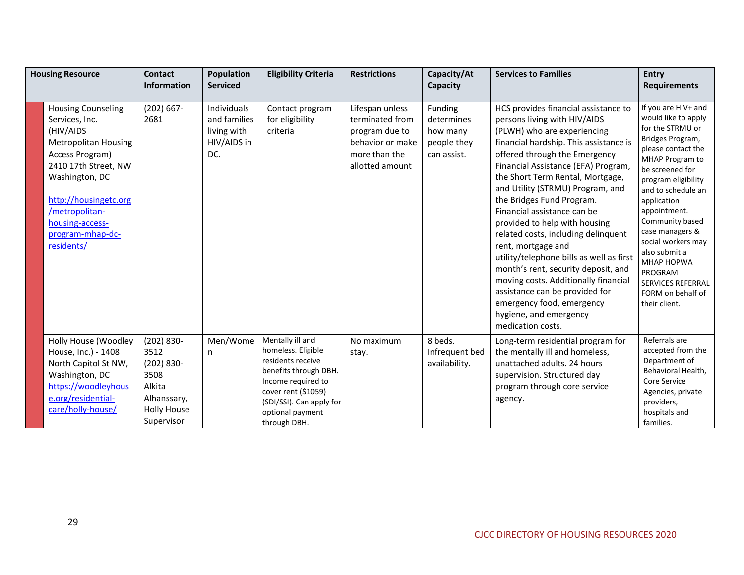| Housing Resource | Contact Information | Population Serviced | Eligibility Criteria | Restrictions | Capacity/At Capacity | Services to Families | Entry Requirements |
|---|---|---|---|---|---|---|---|
| Housing Counseling Services, Inc. (HIV/AIDS Metropolitan Housing Access Program) 2410 17th Street, NW Washington, DC http://housingetc.org/metropolitan-housing-access-program-mhap-dc-residents/ | (202) 667-2681 | Individuals and families living with HIV/AIDS in DC. | Contact program for eligibility criteria | Lifespan unless terminated from program due to behavior or make more than the allotted amount | Funding determines how many people they can assist. | HCS provides financial assistance to persons living with HIV/AIDS (PLWH) who are experiencing financial hardship. This assistance is offered through the Emergency Financial Assistance (EFA) Program, the Short Term Rental, Mortgage, and Utility (STRMU) Program, and the Bridges Fund Program. Financial assistance can be provided to help with housing related costs, including delinquent rent, mortgage and utility/telephone bills as well as first month's rent, security deposit, and moving costs. Additionally financial assistance can be provided for emergency food, emergency hygiene, and emergency medication costs. | If you are HIV+ and would like to apply for the STRMU or Bridges Program, please contact the MHAP Program to be screened for program eligibility and to schedule an application appointment. Community based case managers & social workers may also submit a MHAP HOPWA PROGRAM SERVICES REFERRAL FORM on behalf of their client. |
| Holly House (Woodley House, Inc.) - 1408 North Capitol St NW, Washington, DC https://woodleyhouse.org/residential-care/holly-house/ | (202) 830-3512 (202) 830-3508 Alkita Alhanssary, Holly House Supervisor | Men/Women | Mentally ill and homeless. Eligible residents receive benefits through DBH. Income required to cover rent ($1059) (SDI/SSI). Can apply for optional payment through DBH. | No maximum stay. | 8 beds. Infrequent bed availability. | Long-term residential program for the mentally ill and homeless, unattached adults. 24 hours supervision. Structured day program through core service agency. | Referrals are accepted from the Department of Behavioral Health, Core Service Agencies, private providers, hospitals and families. |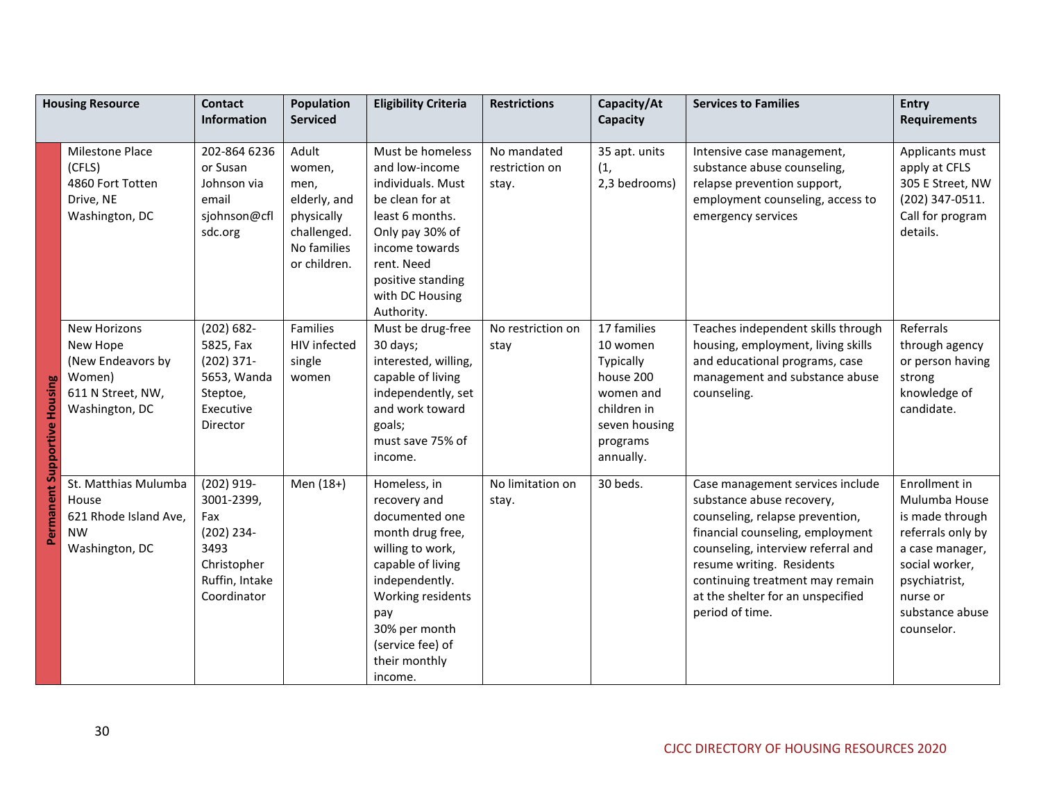| | Housing Resource | Contact Information | Population Serviced | Eligibility Criteria | Restrictions | Capacity/At Capacity | Services to Families | Entry Requirements |
|---|---|---|---|---|---|---|---|---|
| Permanent Supportive Housing | Milestone Place (CFLS) 4860 Fort Totten Drive, NE Washington, DC | 202-864 6236 or Susan Johnson via email sjohnson@cflsdc.org | Adult women, men, elderly, and physically challenged. No families or children. | Must be homeless and low-income individuals. Must be clean for at least 6 months. Only pay 30% of income towards rent. Need positive standing with DC Housing Authority. | No mandated restriction on stay. | 35 apt. units (1, 2,3 bedrooms) | Intensive case management, substance abuse counseling, relapse prevention support, employment counseling, access to emergency services | Applicants must apply at CFLS 305 E Street, NW (202) 347-0511. Call for program details. |
| | New Horizons New Hope (New Endeavors by Women) 611 N Street, NW, Washington, DC | (202) 682-5825, Fax (202) 371-5653, Wanda Steptoe, Executive Director | Families HIV infected single women | Must be drug-free 30 days; interested, willing, capable of living independently, set and work toward goals; must save 75% of income. | No restriction on stay | 17 families 10 women Typically house 200 women and children in seven housing programs annually. | Teaches independent skills through housing, employment, living skills and educational programs, case management and substance abuse counseling. | Referrals through agency or person having strong knowledge of candidate. |
| | St. Matthias Mulumba House 621 Rhode Island Ave, NW Washington, DC | (202) 919-3001-2399, Fax (202) 234-3493 Christopher Ruffin, Intake Coordinator | Men (18+) | Homeless, in recovery and documented one month drug free, willing to work, capable of living independently. Working residents pay 30% per month (service fee) of their monthly income. | No limitation on stay. | 30 beds. | Case management services include substance abuse recovery, counseling, relapse prevention, financial counseling, employment counseling, interview referral and resume writing. Residents continuing treatment may remain at the shelter for an unspecified period of time. | Enrollment in Mulumba House is made through referrals only by a case manager, social worker, psychiatrist, nurse or substance abuse counselor. |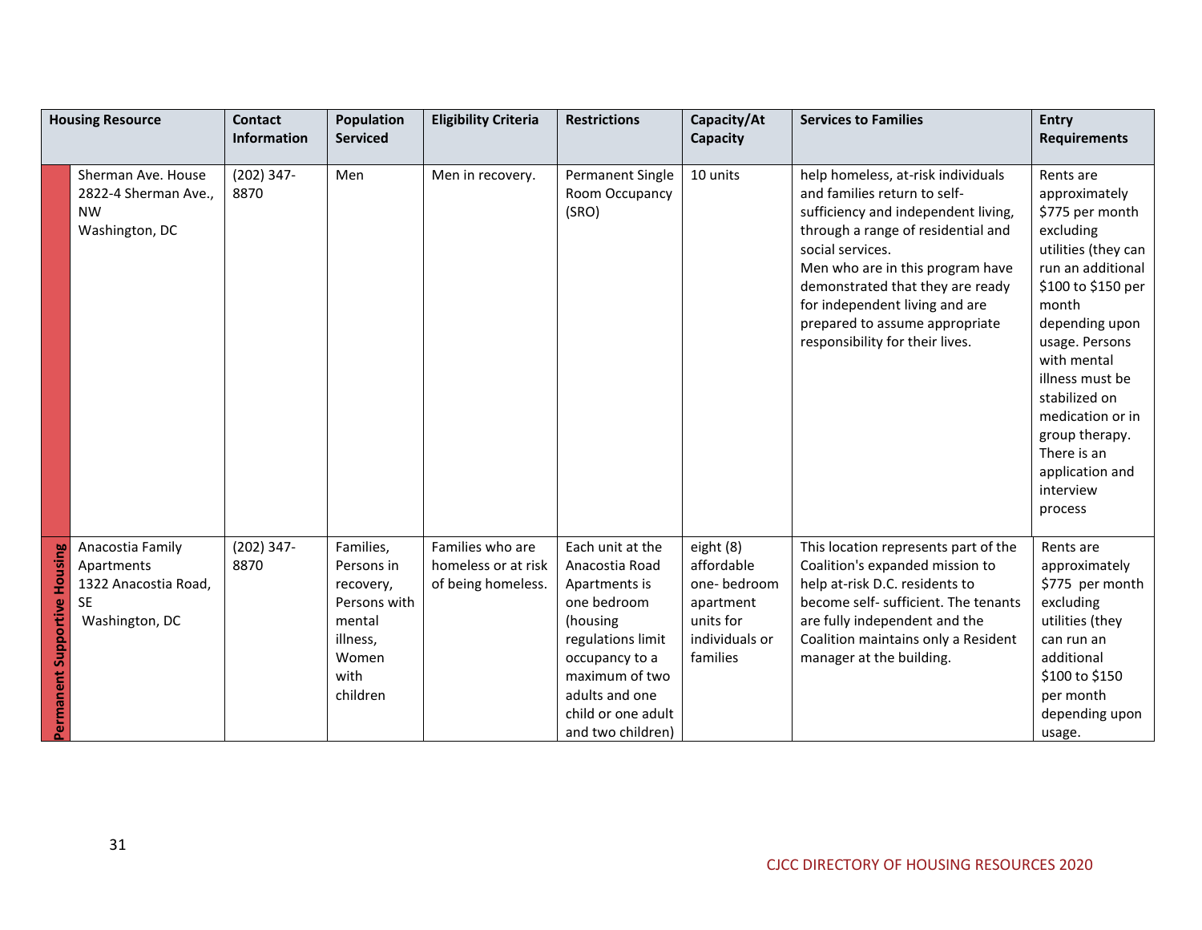| | Housing Resource | Contact Information | Population Serviced | Eligibility Criteria | Restrictions | Capacity/At Capacity | Services to Families | Entry Requirements |
|---|---|---|---|---|---|---|---|---|
| Permanent Supportive Housing | Sherman Ave. House<br>2822-4 Sherman Ave., NW<br>Washington, DC | (202) 347-8870 | Men | Men in recovery. | Permanent Single Room Occupancy (SRO) | 10 units | help homeless, at-risk individuals and families return to self-sufficiency and independent living, through a range of residential and social services.<br>Men who are in this program have demonstrated that they are ready for independent living and are prepared to assume appropriate responsibility for their lives. | Rents are approximately $775 per month excluding utilities (they can run an additional $100 to $150 per month depending upon usage. Persons with mental illness must be stabilized on medication or in group therapy. There is an application and interview process |
| | Anacostia Family Apartments<br>1322 Anacostia Road, SE<br>Washington, DC | (202) 347-8870 | Families, Persons in recovery, Persons with mental illness, Women with children | Families who are homeless or at risk of being homeless. | Each unit at the Anacostia Road Apartments is one bedroom (housing regulations limit occupancy to a maximum of two adults and one child or one adult and two children) | eight (8) affordable one- bedroom apartment units for individuals or families | This location represents part of the Coalition's expanded mission to help at-risk D.C. residents to become self- sufficient. The tenants are fully independent and the Coalition maintains only a Resident manager at the building. | Rents are approximately $775 per month excluding utilities (they can run an additional $100 to $150 per month depending upon usage. |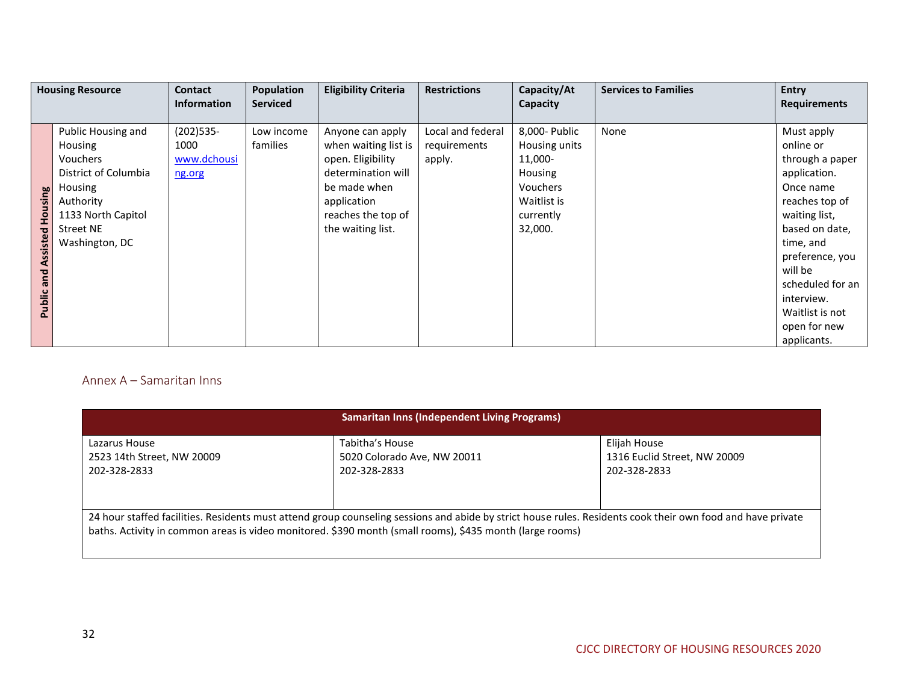| Housing Resource | | Contact Information | Population Serviced | Eligibility Criteria | Restrictions | Capacity/At Capacity | Services to Families | Entry Requirements |
|---|---|---|---|---|---|---|---|---|
| **Public and Assisted Housing** | Public Housing and Housing Vouchers District of Columbia Housing Authority 1133 North Capitol Street NE Washington, DC | (202)535-1000 www.dchousing.org | Low income families | Anyone can apply when waiting list is open. Eligibility determination will be made when application reaches the top of the waiting list. | Local and federal requirements apply. | 8,000- Public Housing units 11,000- Housing Vouchers Waitlist is currently 32,000. | None | Must apply online or through a paper application. Once name reaches top of waiting list, based on date, time, and preference, you will be scheduled for an interview. Waitlist is not open for new applicants. |

## Annex A – Samaritan Inns

| Samaritan Inns (Independent Living Programs) | | |
|---|---|---|
| Lazarus House<br>2523 14th Street, NW 20009<br>202-328-2833 | Tabitha's House<br>5020 Colorado Ave, NW 20011<br>202-328-2833 | Elijah House<br>1316 Euclid Street, NW 20009<br>202-328-2833 |
| 24 hour staffed facilities. Residents must attend group counseling sessions and abide by strict house rules. Residents cook their own food and have private baths. Activity in common areas is video monitored. $390 month (small rooms), $435 month (large rooms) | | |